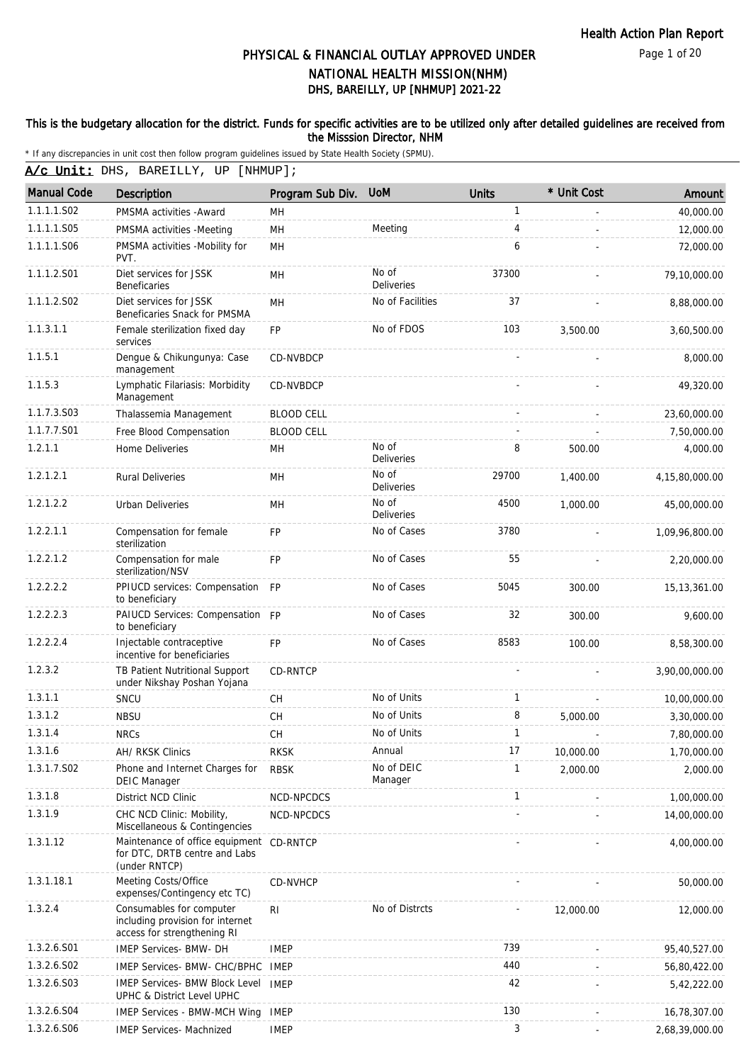# PHYSICAL & FINANCIAL OUTLAY APPROVED UNDER NATIONAL HEALTH MISSION(NHM)

## DHS, BAREILLY, UP [NHMUP] 2021-22

**This is the budgetary allocation for the district. Funds for specific activities are to be utilized only after detailed guidelines are received from the Misssion Director, NHM**

\* If any discrepancies in unit cost then follow program guidelines issued by State Health Society (SPMU).

**A/c Unit:** DHS, BAREILLY, UP [NHMUP];

| Manual Code | Description | Program Sub Div. | UoM | Units | * Unit Cost | Amount |
|---|---|---|---|---|---|---|
| 1.1.1.1.S02 | PMSMA activities -Award | MH | | 1 | - | 40,000.00 |
| 1.1.1.1.S05 | PMSMA activities -Meeting | MH | Meeting | 4 | - | 12,000.00 |
| 1.1.1.1.S06 | PMSMA activities -Mobility for PVT. | MH | | 6 | - | 72,000.00 |
| 1.1.1.2.S01 | Diet services for JSSK Beneficaries | MH | No of Deliveries | 37300 | - | 79,10,000.00 |
| 1.1.1.2.S02 | Diet services for JSSK Beneficaries Snack for PMSMA | MH | No of Facilities | 37 | - | 8,88,000.00 |
| 1.1.3.1.1 | Female sterilization fixed day services | FP | No of FDOS | 103 | 3,500.00 | 3,60,500.00 |
| 1.1.5.1 | Dengue & Chikungunya: Case management | CD-NVBDCP | | - | - | 8,000.00 |
| 1.1.5.3 | Lymphatic Filariasis: Morbidity Management | CD-NVBDCP | | - | - | 49,320.00 |
| 1.1.7.3.S03 | Thalassemia Management | BLOOD CELL | | - | - | 23,60,000.00 |
| 1.1.7.7.S01 | Free Blood Compensation | BLOOD CELL | | - | - | 7,50,000.00 |
| 1.2.1.1 | Home Deliveries | MH | No of Deliveries | 8 | 500.00 | 4,000.00 |
| 1.2.1.2.1 | Rural Deliveries | MH | No of Deliveries | 29700 | 1,400.00 | 4,15,80,000.00 |
| 1.2.1.2.2 | Urban Deliveries | MH | No of Deliveries | 4500 | 1,000.00 | 45,00,000.00 |
| 1.2.2.1.1 | Compensation for female sterilization | FP | No of Cases | 3780 | - | 1,09,96,800.00 |
| 1.2.2.1.2 | Compensation for male sterilization/NSV | FP | No of Cases | 55 | - | 2,20,000.00 |
| 1.2.2.2.2 | PPIUCD services: Compensation to beneficiary | FP | No of Cases | 5045 | 300.00 | 15,13,361.00 |
| 1.2.2.2.3 | PAIUCD Services: Compensation to beneficiary | FP | No of Cases | 32 | 300.00 | 9,600.00 |
| 1.2.2.2.4 | Injectable contraceptive incentive for beneficiaries | FP | No of Cases | 8583 | 100.00 | 8,58,300.00 |
| 1.2.3.2 | TB Patient Nutritional Support under Nikshay Poshan Yojana | CD-RNTCP | | - | - | 3,90,00,000.00 |
| 1.3.1.1 | SNCU | CH | No of Units | 1 | - | 10,00,000.00 |
| 1.3.1.2 | NBSU | CH | No of Units | 8 | 5,000.00 | 3,30,000.00 |
| 1.3.1.4 | NRCs | CH | No of Units | 1 | - | 7,80,000.00 |
| 1.3.1.6 | AH/ RKSK Clinics | RKSK | Annual | 17 | 10,000.00 | 1,70,000.00 |
| 1.3.1.7.S02 | Phone and Internet Charges for DEIC Manager | RBSK | No of DEIC Manager | 1 | 2,000.00 | 2,000.00 |
| 1.3.1.8 | District NCD Clinic | NCD-NPCDCS | | 1 | - | 1,00,000.00 |
| 1.3.1.9 | CHC NCD Clinic: Mobility, Miscellaneous & Contingencies | NCD-NPCDCS | | - | - | 14,00,000.00 |
| 1.3.1.12 | Maintenance of office equipment for DTC, DRTB centre and Labs (under RNTCP) | CD-RNTCP | | - | - | 4,00,000.00 |
| 1.3.1.18.1 | Meeting Costs/Office expenses/Contingency etc TC) | CD-NVHCP | | - | - | 50,000.00 |
| 1.3.2.4 | Consumables for computer including provision for internet access for strengthening RI | RI | No of Distrcts | - | 12,000.00 | 12,000.00 |
| 1.3.2.6.S01 | IMEP Services- BMW- DH | IMEP | | 739 | - | 95,40,527.00 |
| 1.3.2.6.S02 | IMEP Services- BMW- CHC/BPHC | IMEP | | 440 | - | 56,80,422.00 |
| 1.3.2.6.S03 | IMEP Services- BMW Block Level UPHC & District Level UPHC | IMEP | | 42 | - | 5,42,222.00 |
| 1.3.2.6.S04 | IMEP Services - BMW-MCH Wing | IMEP | | 130 | - | 16,78,307.00 |
| 1.3.2.6.S06 | IMEP Services- Machnized | IMEP | | 3 | - | 2,68,39,000.00 |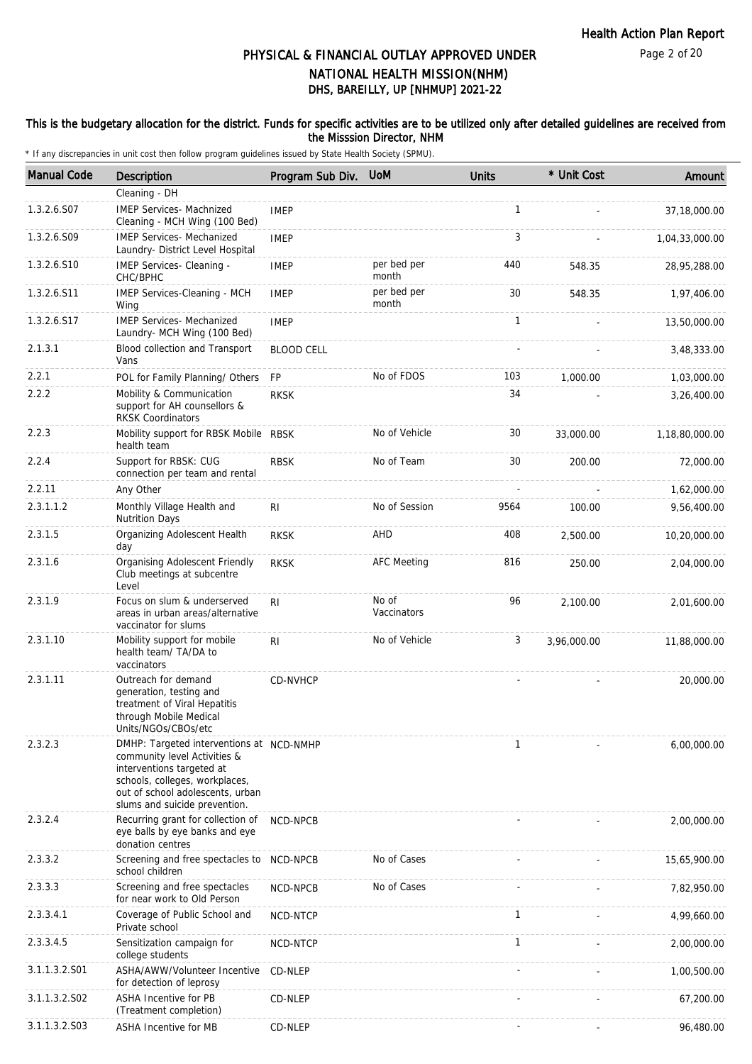# PHYSICAL & FINANCIAL OUTLAY APPROVED UNDER NATIONAL HEALTH MISSION(NHM)

## DHS, BAREILLY, UP [NHMUP] 2021-22

**This is the budgetary allocation for the district. Funds for specific activities are to be utilized only after detailed guidelines are received from the Misssion Director, NHM**

\* If any discrepancies in unit cost then follow program guidelines issued by State Health Society (SPMU).

| Manual Code | Description | Program Sub Div. | UoM | Units | * Unit Cost | Amount |
|---|---|---|---|---|---|---|
| | Cleaning - DH | | | | | |
| 1.3.2.6.S07 | IMEP Services- Machnized Cleaning - MCH Wing (100 Bed) | IMEP | | 1 | - | 37,18,000.00 |
| 1.3.2.6.S09 | IMEP Services- Mechanized Laundry- District Level Hospital | IMEP | | 3 | - | 1,04,33,000.00 |
| 1.3.2.6.S10 | IMEP Services- Cleaning - CHC/BPHC | IMEP | per bed per month | 440 | 548.35 | 28,95,288.00 |
| 1.3.2.6.S11 | IMEP Services-Cleaning - MCH Wing | IMEP | per bed per month | 30 | 548.35 | 1,97,406.00 |
| 1.3.2.6.S17 | IMEP Services- Mechanized Laundry- MCH Wing (100 Bed) | IMEP | | 1 | - | 13,50,000.00 |
| 2.1.3.1 | Blood collection and Transport Vans | BLOOD CELL | | - | - | 3,48,333.00 |
| 2.2.1 | POL for Family Planning/ Others | FP | No of FDOS | 103 | 1,000.00 | 1,03,000.00 |
| 2.2.2 | Mobility & Communication support for AH counsellors & RKSK Coordinators | RKSK | | 34 | - | 3,26,400.00 |
| 2.2.3 | Mobility support for RBSK Mobile health team | RBSK | No of Vehicle | 30 | 33,000.00 | 1,18,80,000.00 |
| 2.2.4 | Support for RBSK: CUG connection per team and rental | RBSK | No of Team | 30 | 200.00 | 72,000.00 |
| 2.2.11 | Any Other | | | - | - | 1,62,000.00 |
| 2.3.1.1.2 | Monthly Village Health and Nutrition Days | RI | No of Session | 9564 | 100.00 | 9,56,400.00 |
| 2.3.1.5 | Organizing Adolescent Health day | RKSK | AHD | 408 | 2,500.00 | 10,20,000.00 |
| 2.3.1.6 | Organising Adolescent Friendly Club meetings at subcentre Level | RKSK | AFC Meeting | 816 | 250.00 | 2,04,000.00 |
| 2.3.1.9 | Focus on slum & underserved areas in urban areas/alternative vaccinator for slums | RI | No of Vaccinators | 96 | 2,100.00 | 2,01,600.00 |
| 2.3.1.10 | Mobility support for mobile health team/ TA/DA to vaccinators | RI | No of Vehicle | 3 | 3,96,000.00 | 11,88,000.00 |
| 2.3.1.11 | Outreach for demand generation, testing and treatment of Viral Hepatitis through Mobile Medical Units/NGOs/CBOs/etc | CD-NVHCP | | - | - | 20,000.00 |
| 2.3.2.3 | DMHP: Targeted interventions at community level Activities & interventions targeted at schools, colleges, workplaces, out of school adolescents, urban slums and suicide prevention. | NCD-NMHP | | 1 | - | 6,00,000.00 |
| 2.3.2.4 | Recurring grant for collection of eye balls by eye banks and eye donation centres | NCD-NPCB | | - | - | 2,00,000.00 |
| 2.3.3.2 | Screening and free spectacles to school children | NCD-NPCB | No of Cases | - | - | 15,65,900.00 |
| 2.3.3.3 | Screening and free spectacles for near work to Old Person | NCD-NPCB | No of Cases | - | - | 7,82,950.00 |
| 2.3.3.4.1 | Coverage of Public School and Private school | NCD-NTCP | | 1 | - | 4,99,660.00 |
| 2.3.3.4.5 | Sensitization campaign for college students | NCD-NTCP | | 1 | - | 2,00,000.00 |
| 3.1.1.3.2.S01 | ASHA/AWW/Volunteer Incentive for detection of leprosy | CD-NLEP | | - | - | 1,00,500.00 |
| 3.1.1.3.2.S02 | ASHA Incentive for PB (Treatment completion) | CD-NLEP | | - | - | 67,200.00 |
| 3.1.1.3.2.S03 | ASHA Incentive for MB | CD-NLEP | | - | - | 96,480.00 |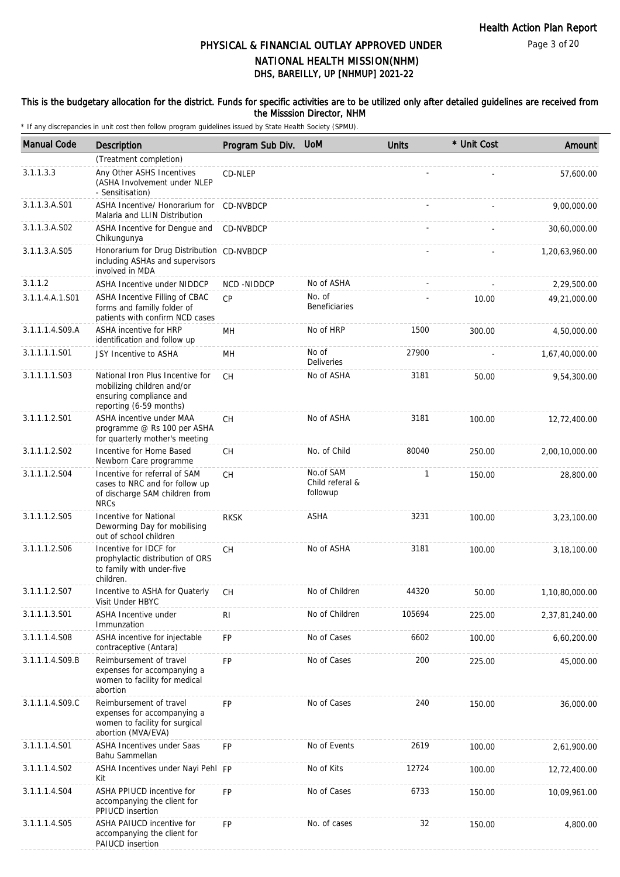# PHYSICAL & FINANCIAL OUTLAY APPROVED UNDER NATIONAL HEALTH MISSION(NHM)
## DHS, BAREILLY, UP [NHMUP] 2021-22

**This is the budgetary allocation for the district. Funds for specific activities are to be utilized only after detailed guidelines are received from the Misssion Director, NHM**

* If any discrepancies in unit cost then follow program guidelines issued by State Health Society (SPMU).

| Manual Code | Description | Program Sub Div. | UoM | Units | * Unit Cost | Amount |
|---|---|---|---|---|---|---|
| | (Treatment completion) | | | | | |
| 3.1.1.3.3 | Any Other ASHS Incentives (ASHA Involvement under NLEP - Sensitisation) | CD-NLEP | | - | - | 57,600.00 |
| 3.1.1.3.A.S01 | ASHA Incentive/ Honorarium for Malaria and LLIN Distribution | CD-NVBDCP | | - | - | 9,00,000.00 |
| 3.1.1.3.A.S02 | ASHA Incentive for Dengue and Chikungunya | CD-NVBDCP | | - | - | 30,60,000.00 |
| 3.1.1.3.A.S05 | Honorarium for Drug Distribution including ASHAs and supervisors involved in MDA | CD-NVBDCP | | - | - | 1,20,63,960.00 |
| 3.1.1.2 | ASHA Incentive under NIDDCP | NCD -NIDDCP | No of ASHA | - | - | 2,29,500.00 |
| 3.1.1.4.A.1.S01 | ASHA Incentive Filling of CBAC forms and familly folder of patients with confirm NCD cases | CP | No. of Beneficiaries | - | 10.00 | 49,21,000.00 |
| 3.1.1.1.4.S09.A | ASHA incentive for HRP identification and follow up | MH | No of HRP | 1500 | 300.00 | 4,50,000.00 |
| 3.1.1.1.1.S01 | JSY Incentive to ASHA | MH | No of Deliveries | 27900 | - | 1,67,40,000.00 |
| 3.1.1.1.1.S03 | National Iron Plus Incentive for mobilizing children and/or ensuring compliance and reporting (6-59 months) | CH | No of ASHA | 3181 | 50.00 | 9,54,300.00 |
| 3.1.1.1.2.S01 | ASHA incentive under MAA programme @ Rs 100 per ASHA for quarterly mother's meeting | CH | No of ASHA | 3181 | 100.00 | 12,72,400.00 |
| 3.1.1.1.2.S02 | Incentive for Home Based Newborn Care programme | CH | No. of Child | 80040 | 250.00 | 2,00,10,000.00 |
| 3.1.1.1.2.S04 | Incentive for referral of SAM cases to NRC and for follow up of discharge SAM children from NRCs | CH | No.of SAM Child referal & followup | 1 | 150.00 | 28,800.00 |
| 3.1.1.1.2.S05 | Incentive for National Deworming Day for mobilising out of school children | RKSK | ASHA | 3231 | 100.00 | 3,23,100.00 |
| 3.1.1.1.2.S06 | Incentive for IDCF for prophylactic distribution of ORS to family with under-five children. | CH | No of ASHA | 3181 | 100.00 | 3,18,100.00 |
| 3.1.1.1.2.S07 | Incentive to ASHA for Quaterly Visit Under HBYC | CH | No of Children | 44320 | 50.00 | 1,10,80,000.00 |
| 3.1.1.1.3.S01 | ASHA Incentive under Immunzation | RI | No of Children | 105694 | 225.00 | 2,37,81,240.00 |
| 3.1.1.1.4.S08 | ASHA incentive for injectable contraceptive (Antara) | FP | No of Cases | 6602 | 100.00 | 6,60,200.00 |
| 3.1.1.1.4.S09.B | Reimbursement of travel expenses for accompanying a women to facility for medical abortion | FP | No of Cases | 200 | 225.00 | 45,000.00 |
| 3.1.1.1.4.S09.C | Reimbursement of travel expenses for accompanying a women to facility for surgical abortion (MVA/EVA) | FP | No of Cases | 240 | 150.00 | 36,000.00 |
| 3.1.1.1.4.S01 | ASHA Incentives under Saas Bahu Sammellan | FP | No of Events | 2619 | 100.00 | 2,61,900.00 |
| 3.1.1.1.4.S02 | ASHA Incentives under Nayi Pehl Kit | FP | No of Kits | 12724 | 100.00 | 12,72,400.00 |
| 3.1.1.1.4.S04 | ASHA PPIUCD incentive for accompanying the client for PPIUCD insertion | FP | No of Cases | 6733 | 150.00 | 10,09,961.00 |
| 3.1.1.1.4.S05 | ASHA PAIUCD incentive for accompanying the client for PAIUCD insertion | FP | No. of cases | 32 | 150.00 | 4,800.00 |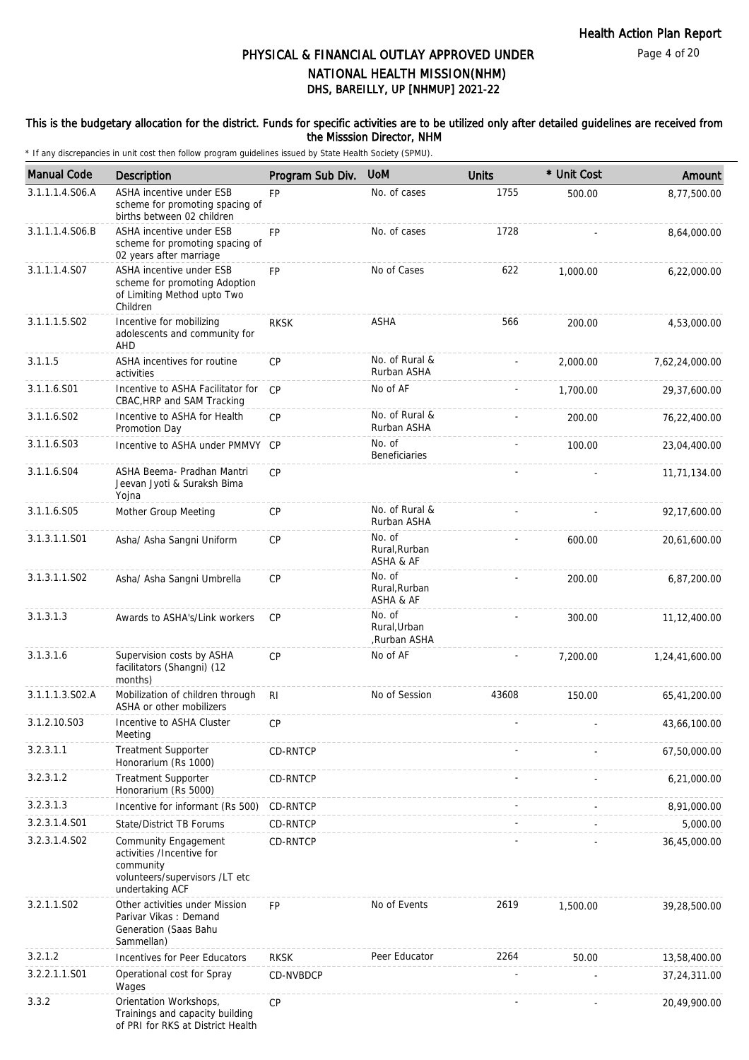# PHYSICAL & FINANCIAL OUTLAY APPROVED UNDER NATIONAL HEALTH MISSION(NHM)

## DHS, BAREILLY, UP [NHMUP] 2021-22

**This is the budgetary allocation for the district. Funds for specific activities are to be utilized only after detailed guidelines are received from the Misssion Director, NHM**

\* If any discrepancies in unit cost then follow program guidelines issued by State Health Society (SPMU).

| Manual Code | Description | Program Sub Div. | UoM | Units | * Unit Cost | Amount |
|---|---|---|---|---|---|---|
| 3.1.1.1.4.S06.A | ASHA incentive under ESB scheme for promoting spacing of births between 02 children | FP | No. of cases | 1755 | 500.00 | 8,77,500.00 |
| 3.1.1.1.4.S06.B | ASHA incentive under ESB scheme for promoting spacing of 02 years after marriage | FP | No. of cases | 1728 | - | 8,64,000.00 |
| 3.1.1.1.4.S07 | ASHA incentive under ESB scheme for promoting Adoption of Limiting Method upto Two Children | FP | No of Cases | 622 | 1,000.00 | 6,22,000.00 |
| 3.1.1.1.5.S02 | Incentive for mobilizing adolescents and community for AHD | RKSK | ASHA | 566 | 200.00 | 4,53,000.00 |
| 3.1.1.5 | ASHA incentives for routine activities | CP | No. of Rural & Rurban ASHA | - | 2,000.00 | 7,62,24,000.00 |
| 3.1.1.6.S01 | Incentive to ASHA Facilitator for CBAC,HRP and SAM Tracking | CP | No of AF | - | 1,700.00 | 29,37,600.00 |
| 3.1.1.6.S02 | Incentive to ASHA for Health Promotion Day | CP | No. of Rural & Rurban ASHA | - | 200.00 | 76,22,400.00 |
| 3.1.1.6.S03 | Incentive to ASHA under PMMVY | CP | No. of Beneficiaries | - | 100.00 | 23,04,400.00 |
| 3.1.1.6.S04 | ASHA Beema- Pradhan Mantri Jeevan Jyoti & Suraksh Bima Yojna | CP | | - | - | 11,71,134.00 |
| 3.1.1.6.S05 | Mother Group Meeting | CP | No. of Rural & Rurban ASHA | - | - | 92,17,600.00 |
| 3.1.3.1.1.S01 | Asha/ Asha Sangni Uniform | CP | No. of Rural,Rurban ASHA & AF | - | 600.00 | 20,61,600.00 |
| 3.1.3.1.1.S02 | Asha/ Asha Sangni Umbrella | CP | No. of Rural,Rurban ASHA & AF | - | 200.00 | 6,87,200.00 |
| 3.1.3.1.3 | Awards to ASHA's/Link workers | CP | No. of Rural,Urban ,Rurban ASHA | - | 300.00 | 11,12,400.00 |
| 3.1.3.1.6 | Supervision costs by ASHA facilitators (Shangni) (12 months) | CP | No of AF | - | 7,200.00 | 1,24,41,600.00 |
| 3.1.1.1.3.S02.A | Mobilization of children through ASHA or other mobilizers | RI | No of Session | 43608 | 150.00 | 65,41,200.00 |
| 3.1.2.10.S03 | Incentive to ASHA Cluster Meeting | CP | | - | - | 43,66,100.00 |
| 3.2.3.1.1 | Treatment Supporter Honorarium (Rs 1000) | CD-RNTCP | | - | - | 67,50,000.00 |
| 3.2.3.1.2 | Treatment Supporter Honorarium (Rs 5000) | CD-RNTCP | | - | - | 6,21,000.00 |
| 3.2.3.1.3 | Incentive for informant (Rs 500) | CD-RNTCP | | - | - | 8,91,000.00 |
| 3.2.3.1.4.S01 | State/District TB Forums | CD-RNTCP | | - | - | 5,000.00 |
| 3.2.3.1.4.S02 | Community Engagement activities /Incentive for community volunteers/supervisors /LT etc undertaking ACF | CD-RNTCP | | - | - | 36,45,000.00 |
| 3.2.1.1.S02 | Other activities under Mission Parivar Vikas : Demand Generation (Saas Bahu Sammellan) | FP | No of Events | 2619 | 1,500.00 | 39,28,500.00 |
| 3.2.1.2 | Incentives for Peer Educators | RKSK | Peer Educator | 2264 | 50.00 | 13,58,400.00 |
| 3.2.2.1.1.S01 | Operational cost for Spray Wages | CD-NVBDCP | | - | - | 37,24,311.00 |
| 3.3.2 | Orientation Workshops, Trainings and capacity building of PRI for RKS at District Health | CP | | - | - | 20,49,900.00 |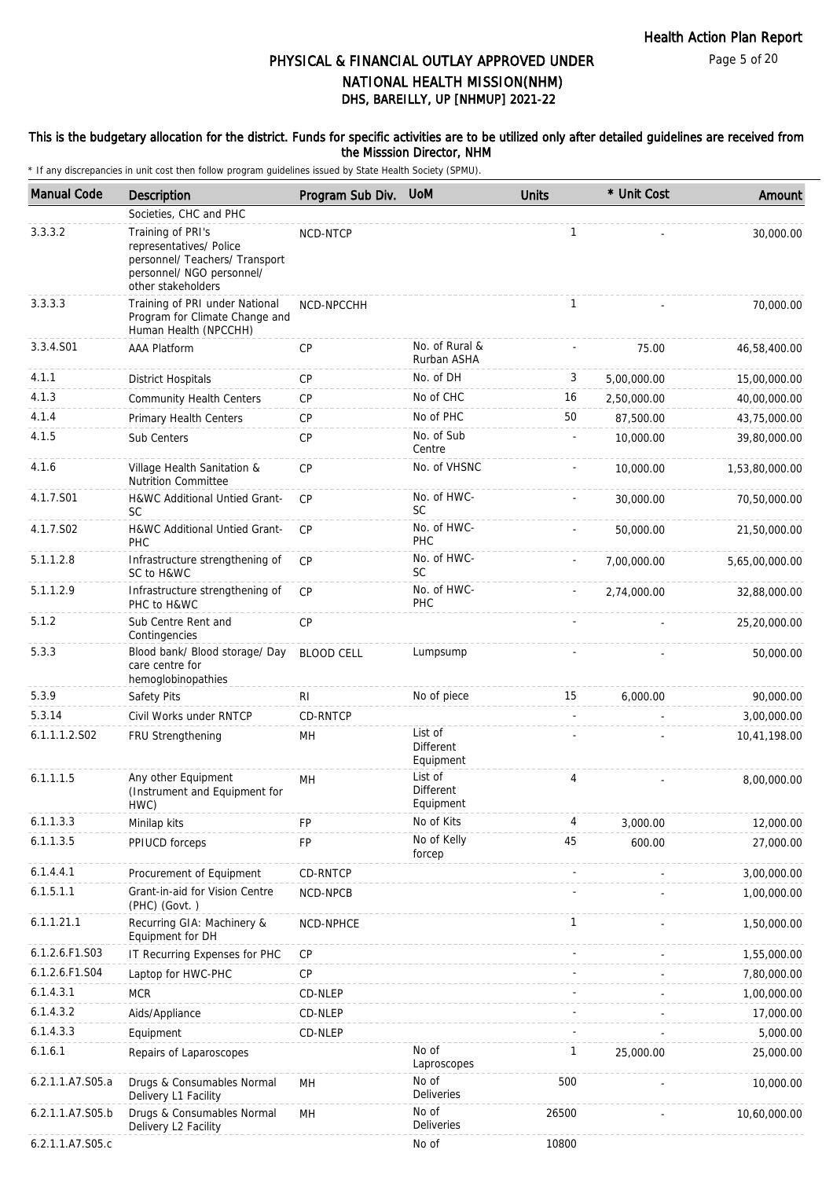# PHYSICAL & FINANCIAL OUTLAY APPROVED UNDER NATIONAL HEALTH MISSION(NHM)

## DHS, BAREILLY, UP [NHMUP] 2021-22

**This is the budgetary allocation for the district. Funds for specific activities are to be utilized only after detailed guidelines are received from the Misssion Director, NHM**

\* If any discrepancies in unit cost then follow program guidelines issued by State Health Society (SPMU).

| Manual Code | Description | Program Sub Div. | UoM | Units | * Unit Cost | Amount |
|---|---|---|---|---|---|---|
| | Societies, CHC and PHC | | | | | |
| 3.3.3.2 | Training of PRI's representatives/ Police personnel/ Teachers/ Transport personnel/ NGO personnel/ other stakeholders | NCD-NTCP | | 1 | - | 30,000.00 |
| 3.3.3.3 | Training of PRI under National Program for Climate Change and Human Health (NPCCHH) | NCD-NPCCHH | | 1 | - | 70,000.00 |
| 3.3.4.S01 | AAA Platform | CP | No. of Rural & Rurban ASHA | - | 75.00 | 46,58,400.00 |
| 4.1.1 | District Hospitals | CP | No. of DH | 3 | 5,00,000.00 | 15,00,000.00 |
| 4.1.3 | Community Health Centers | CP | No of CHC | 16 | 2,50,000.00 | 40,00,000.00 |
| 4.1.4 | Primary Health Centers | CP | No of PHC | 50 | 87,500.00 | 43,75,000.00 |
| 4.1.5 | Sub Centers | CP | No. of Sub Centre | - | 10,000.00 | 39,80,000.00 |
| 4.1.6 | Village Health Sanitation & Nutrition Committee | CP | No. of VHSNC | - | 10,000.00 | 1,53,80,000.00 |
| 4.1.7.S01 | H&WC Additional Untied Grant-SC | CP | No. of HWC-SC | - | 30,000.00 | 70,50,000.00 |
| 4.1.7.S02 | H&WC Additional Untied Grant-PHC | CP | No. of HWC-PHC | - | 50,000.00 | 21,50,000.00 |
| 5.1.1.2.8 | Infrastructure strengthening of SC to H&WC | CP | No. of HWC-SC | - | 7,00,000.00 | 5,65,00,000.00 |
| 5.1.1.2.9 | Infrastructure strengthening of PHC to H&WC | CP | No. of HWC-PHC | - | 2,74,000.00 | 32,88,000.00 |
| 5.1.2 | Sub Centre Rent and Contingencies | CP | | - | - | 25,20,000.00 |
| 5.3.3 | Blood bank/ Blood storage/ Day care centre for hemoglobinopathies | BLOOD CELL | Lumpsump | - | - | 50,000.00 |
| 5.3.9 | Safety Pits | RI | No of piece | 15 | 6,000.00 | 90,000.00 |
| 5.3.14 | Civil Works under RNTCP | CD-RNTCP | | - | - | 3,00,000.00 |
| 6.1.1.1.2.S02 | FRU Strengthening | MH | List of Different Equipment | - | - | 10,41,198.00 |
| 6.1.1.1.5 | Any other Equipment (Instrument and Equipment for HWC) | MH | List of Different Equipment | 4 | - | 8,00,000.00 |
| 6.1.1.3.3 | Minilap kits | FP | No of Kits | 4 | 3,000.00 | 12,000.00 |
| 6.1.1.3.5 | PPIUCD forceps | FP | No of Kelly forcep | 45 | 600.00 | 27,000.00 |
| 6.1.4.4.1 | Procurement of Equipment | CD-RNTCP | | - | - | 3,00,000.00 |
| 6.1.5.1.1 | Grant-in-aid for Vision Centre (PHC) (Govt. ) | NCD-NPCB | | - | - | 1,00,000.00 |
| 6.1.1.21.1 | Recurring GIA: Machinery & Equipment for DH | NCD-NPHCE | | 1 | - | 1,50,000.00 |
| 6.1.2.6.F1.S03 | IT Recurring Expenses for PHC | CP | | - | - | 1,55,000.00 |
| 6.1.2.6.F1.S04 | Laptop for HWC-PHC | CP | | - | - | 7,80,000.00 |
| 6.1.4.3.1 | MCR | CD-NLEP | | - | - | 1,00,000.00 |
| 6.1.4.3.2 | Aids/Appliance | CD-NLEP | | - | - | 17,000.00 |
| 6.1.4.3.3 | Equipment | CD-NLEP | | - | - | 5,000.00 |
| 6.1.6.1 | Repairs of Laparoscopes | | No of Laproscopes | 1 | 25,000.00 | 25,000.00 |
| 6.2.1.1.A7.S05.a | Drugs & Consumables Normal Delivery L1 Facility | MH | No of Deliveries | 500 | - | 10,000.00 |
| 6.2.1.1.A7.S05.b | Drugs & Consumables Normal Delivery L2 Facility | MH | No of Deliveries | 26500 | - | 10,60,000.00 |
| 6.2.1.1.A7.S05.c | | | No of | 10800 | | |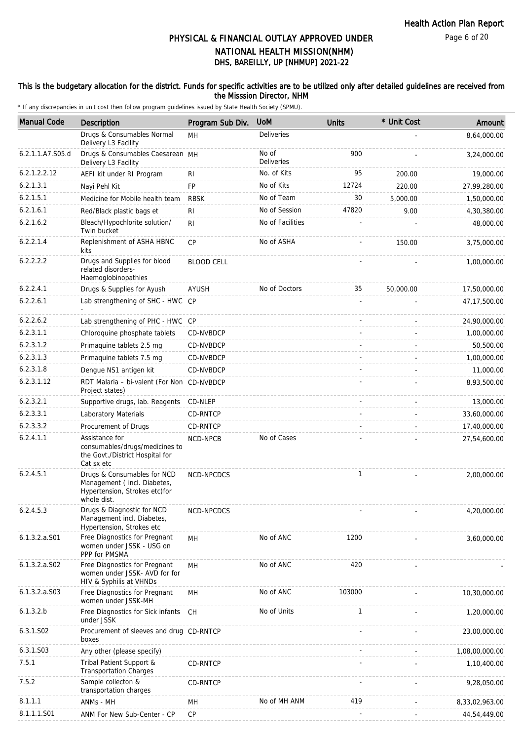# PHYSICAL & FINANCIAL OUTLAY APPROVED UNDER NATIONAL HEALTH MISSION(NHM)
## DHS, BAREILLY, UP [NHMUP] 2021-22

**This is the budgetary allocation for the district. Funds for specific activities are to be utilized only after detailed guidelines are received from the Misssion Director, NHM**

\* If any discrepancies in unit cost then follow program guidelines issued by State Health Society (SPMU).

| Manual Code | Description | Program Sub Div. | UoM | Units | * Unit Cost | Amount |
|---|---|---|---|---|---|---|
| | Drugs & Consumables Normal Delivery L3 Facility | MH | Deliveries | | - | 8,64,000.00 |
| 6.2.1.1.A7.S05.d | Drugs & Consumables Caesarean Delivery L3 Facility | MH | No of Deliveries | 900 | - | 3,24,000.00 |
| 6.2.1.2.2.12 | AEFI kit under RI Program | RI | No. of Kits | 95 | 200.00 | 19,000.00 |
| 6.2.1.3.1 | Nayi Pehl Kit | FP | No of Kits | 12724 | 220.00 | 27,99,280.00 |
| 6.2.1.5.1 | Medicine for Mobile health team | RBSK | No of Team | 30 | 5,000.00 | 1,50,000.00 |
| 6.2.1.6.1 | Red/Black plastic bags et | RI | No of Session | 47820 | 9.00 | 4,30,380.00 |
| 6.2.1.6.2 | Bleach/Hypochlorite solution/ Twin bucket | RI | No of Facilities | - | - | 48,000.00 |
| 6.2.2.1.4 | Replenishment of ASHA HBNC kits | CP | No of ASHA | - | 150.00 | 3,75,000.00 |
| 6.2.2.2.2 | Drugs and Supplies for blood related disorders-Haemoglobinopathies | BLOOD CELL | | - | - | 1,00,000.00 |
| 6.2.2.4.1 | Drugs & Supplies for Ayush | AYUSH | No of Doctors | 35 | 50,000.00 | 17,50,000.00 |
| 6.2.2.6.1 | Lab strengthening of SHC - HWC - | CP | | - | - | 47,17,500.00 |
| 6.2.2.6.2 | Lab strengthening of PHC - HWC | CP | | - | - | 24,90,000.00 |
| 6.2.3.1.1 | Chloroquine phosphate tablets | CD-NVBDCP | | - | - | 1,00,000.00 |
| 6.2.3.1.2 | Primaquine tablets 2.5 mg | CD-NVBDCP | | - | - | 50,500.00 |
| 6.2.3.1.3 | Primaquine tablets 7.5 mg | CD-NVBDCP | | - | - | 1,00,000.00 |
| 6.2.3.1.8 | Dengue NS1 antigen kit | CD-NVBDCP | | - | - | 11,000.00 |
| 6.2.3.1.12 | RDT Malaria – bi-valent (For Non Project states) | CD-NVBDCP | | - | - | 8,93,500.00 |
| 6.2.3.2.1 | Supportive drugs, lab. Reagents | CD-NLEP | | - | - | 13,000.00 |
| 6.2.3.3.1 | Laboratory Materials | CD-RNTCP | | - | - | 33,60,000.00 |
| 6.2.3.3.2 | Procurement of Drugs | CD-RNTCP | | - | - | 17,40,000.00 |
| 6.2.4.1.1 | Assistance for consumables/drugs/medicines to the Govt./District Hospital for Cat sx etc | NCD-NPCB | No of Cases | - | - | 27,54,600.00 |
| 6.2.4.5.1 | Drugs & Consumables for NCD Management ( incl. Diabetes, Hypertension, Strokes etc)for whole dist. | NCD-NPCDCS | | 1 | - | 2,00,000.00 |
| 6.2.4.5.3 | Drugs & Diagnostic for NCD Management incl. Diabetes, Hypertension, Strokes etc | NCD-NPCDCS | | - | - | 4,20,000.00 |
| 6.1.3.2.a.S01 | Free Diagnostics for Pregnant women under JSSK - USG on PPP for PMSMA | MH | No of ANC | 1200 | - | 3,60,000.00 |
| 6.1.3.2.a.S02 | Free Diagnostics for Pregnant women under JSSK- AVD for for HIV & Syphilis at VHNDs | MH | No of ANC | 420 | - | - |
| 6.1.3.2.a.S03 | Free Diagnostics for Pregnant women under JSSK-MH | MH | No of ANC | 103000 | - | 10,30,000.00 |
| 6.1.3.2.b | Free Diagnostics for Sick infants under JSSK | CH | No of Units | 1 | - | 1,20,000.00 |
| 6.3.1.S02 | Procurement of sleeves and drug boxes | CD-RNTCP | | - | - | 23,00,000.00 |
| 6.3.1.S03 | Any other (please specify) | | | - | - | 1,08,00,000.00 |
| 7.5.1 | Tribal Patient Support & Transportation Charges | CD-RNTCP | | - | - | 1,10,400.00 |
| 7.5.2 | Sample collecton & transportation charges | CD-RNTCP | | - | - | 9,28,050.00 |
| 8.1.1.1 | ANMs - MH | MH | No of MH ANM | 419 | - | 8,33,02,963.00 |
| 8.1.1.1.S01 | ANM For New Sub-Center - CP | CP | | - | - | 44,54,449.00 |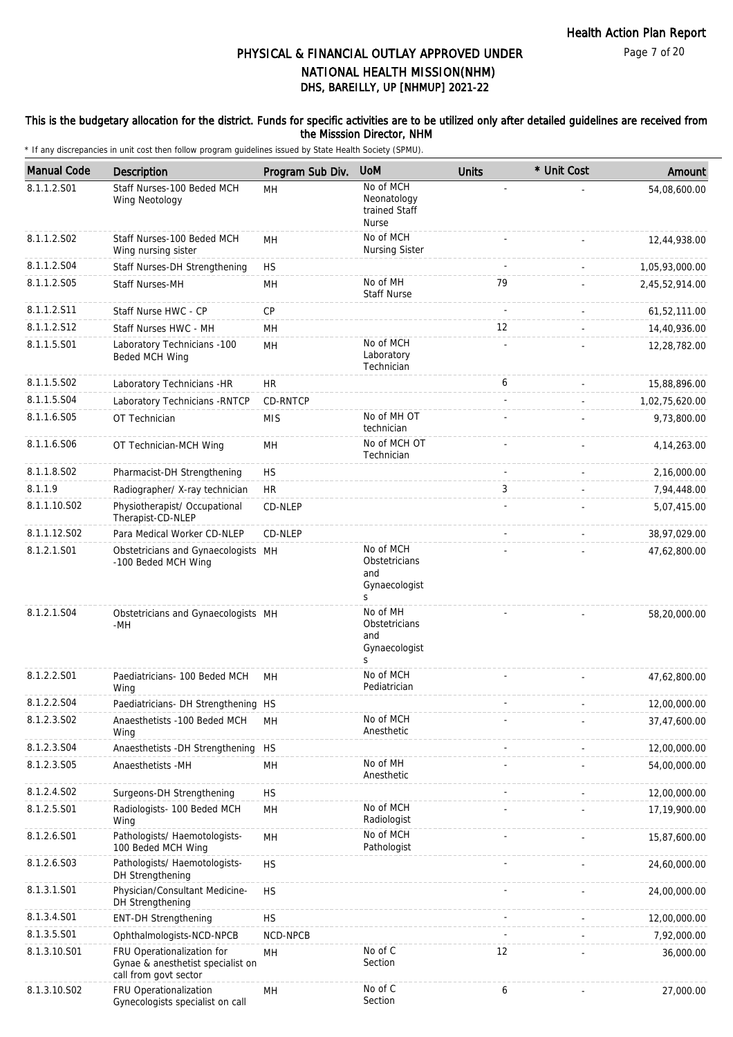# PHYSICAL & FINANCIAL OUTLAY APPROVED UNDER NATIONAL HEALTH MISSION(NHM)

## DHS, BAREILLY, UP [NHMUP] 2021-22

**This is the budgetary allocation for the district. Funds for specific activities are to be utilized only after detailed guidelines are received from the Misssion Director, NHM**

\* If any discrepancies in unit cost then follow program guidelines issued by State Health Society (SPMU).

| Manual Code | Description | Program Sub Div. | UoM | Units | * Unit Cost | Amount |
|---|---|---|---|---|---|---|
| 8.1.1.2.S01 | Staff Nurses-100 Beded MCH Wing Neotology | MH | No of MCH Neonatology trained Staff Nurse | - | - | 54,08,600.00 |
| 8.1.1.2.S02 | Staff Nurses-100 Beded MCH Wing nursing sister | MH | No of MCH Nursing Sister | - | - | 12,44,938.00 |
| 8.1.1.2.S04 | Staff Nurses-DH Strengthening | HS | | - | - | 1,05,93,000.00 |
| 8.1.1.2.S05 | Staff Nurses-MH | MH | No of MH Staff Nurse | 79 | - | 2,45,52,914.00 |
| 8.1.1.2.S11 | Staff Nurse HWC - CP | CP | | - | - | 61,52,111.00 |
| 8.1.1.2.S12 | Staff Nurses HWC - MH | MH | | 12 | - | 14,40,936.00 |
| 8.1.1.5.S01 | Laboratory Technicians -100 Beded MCH Wing | MH | No of MCH Laboratory Technician | - | - | 12,28,782.00 |
| 8.1.1.5.S02 | Laboratory Technicians -HR | HR | | 6 | - | 15,88,896.00 |
| 8.1.1.5.S04 | Laboratory Technicians -RNTCP | CD-RNTCP | | - | - | 1,02,75,620.00 |
| 8.1.1.6.S05 | OT Technician | MIS | No of MH OT technician | - | - | 9,73,800.00 |
| 8.1.1.6.S06 | OT Technician-MCH Wing | MH | No of MCH OT Technician | - | - | 4,14,263.00 |
| 8.1.1.8.S02 | Pharmacist-DH Strengthening | HS | | - | - | 2,16,000.00 |
| 8.1.1.9 | Radiographer/ X-ray technician | HR | | 3 | - | 7,94,448.00 |
| 8.1.1.10.S02 | Physiotherapist/ Occupational Therapist-CD-NLEP | CD-NLEP | | - | - | 5,07,415.00 |
| 8.1.1.12.S02 | Para Medical Worker CD-NLEP | CD-NLEP | | - | - | 38,97,029.00 |
| 8.1.2.1.S01 | Obstetricians and Gynaecologists -100 Beded MCH Wing | MH | No of MCH Obstetricians and Gynaecologists | - | - | 47,62,800.00 |
| 8.1.2.1.S04 | Obstetricians and Gynaecologists -MH | MH | No of MH Obstetricians and Gynaecologists | - | - | 58,20,000.00 |
| 8.1.2.2.S01 | Paediatricians- 100 Beded MCH Wing | MH | No of MCH Pediatrician | - | - | 47,62,800.00 |
| 8.1.2.2.S04 | Paediatricians- DH Strengthening | HS | | - | - | 12,00,000.00 |
| 8.1.2.3.S02 | Anaesthetists -100 Beded MCH Wing | MH | No of MCH Anesthetic | - | - | 37,47,600.00 |
| 8.1.2.3.S04 | Anaesthetists -DH Strengthening | HS | | - | - | 12,00,000.00 |
| 8.1.2.3.S05 | Anaesthetists -MH | MH | No of MH Anesthetic | - | - | 54,00,000.00 |
| 8.1.2.4.S02 | Surgeons-DH Strengthening | HS | | - | - | 12,00,000.00 |
| 8.1.2.5.S01 | Radiologists- 100 Beded MCH Wing | MH | No of MCH Radiologist | - | - | 17,19,900.00 |
| 8.1.2.6.S01 | Pathologists/ Haemotologists-100 Beded MCH Wing | MH | No of MCH Pathologist | - | - | 15,87,600.00 |
| 8.1.2.6.S03 | Pathologists/ Haemotologists-DH Strengthening | HS | | - | - | 24,60,000.00 |
| 8.1.3.1.S01 | Physician/Consultant Medicine-DH Strengthening | HS | | - | - | 24,00,000.00 |
| 8.1.3.4.S01 | ENT-DH Strengthening | HS | | - | - | 12,00,000.00 |
| 8.1.3.5.S01 | Ophthalmologists-NCD-NPCB | NCD-NPCB | | - | - | 7,92,000.00 |
| 8.1.3.10.S01 | FRU Operationalization for Gynae & anesthetist specialist on call from govt sector | MH | No of C Section | 12 | - | 36,000.00 |
| 8.1.3.10.S02 | FRU Operationalization Gynecologists specialist on call | MH | No of C Section | 6 | - | 27,000.00 |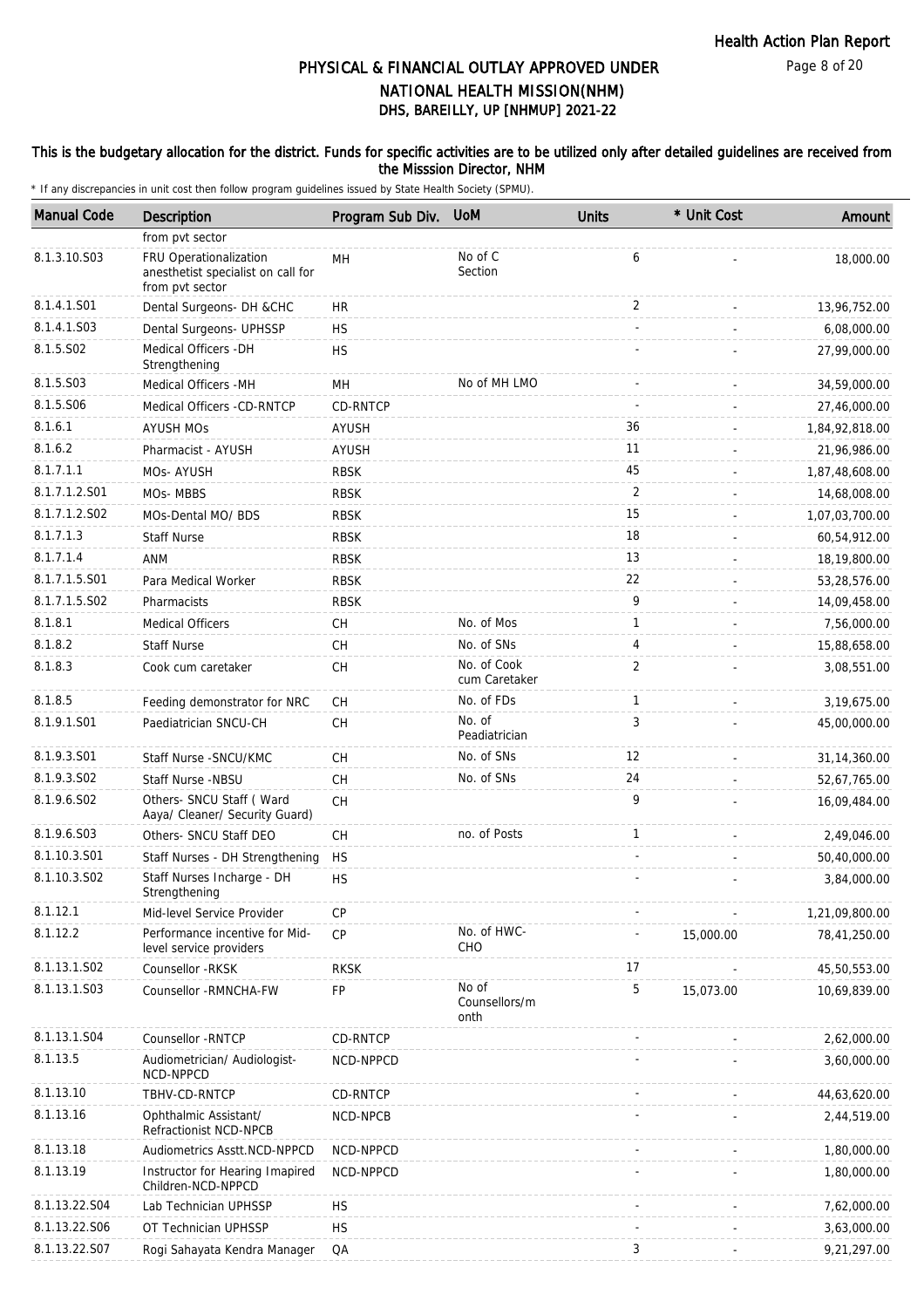## PHYSICAL & FINANCIAL OUTLAY APPROVED UNDER NATIONAL HEALTH MISSION(NHM)
## DHS, BAREILLY, UP [NHMUP] 2021-22

Health Action Plan Report

**This is the budgetary allocation for the district. Funds for specific activities are to be utilized only after detailed guidelines are received from the Misssion Director, NHM**

\* If any discrepancies in unit cost then follow program guidelines issued by State Health Society (SPMU).

| Manual Code | Description | Program Sub Div. | UoM | Units | * Unit Cost | Amount |
|---|---|---|---|---|---|---|
| | from pvt sector | | | | | |
| 8.1.3.10.S03 | FRU Operationalization anesthetist specialist on call for from pvt sector | MH | No of C Section | 6 | - | 18,000.00 |
| 8.1.4.1.S01 | Dental Surgeons- DH &CHC | HR | | 2 | - | 13,96,752.00 |
| 8.1.4.1.S03 | Dental Surgeons- UPHSSP | HS | | - | - | 6,08,000.00 |
| 8.1.5.S02 | Medical Officers -DH Strengthening | HS | | - | - | 27,99,000.00 |
| 8.1.5.S03 | Medical Officers -MH | MH | No of MH LMO | - | - | 34,59,000.00 |
| 8.1.5.S06 | Medical Officers -CD-RNTCP | CD-RNTCP | | - | - | 27,46,000.00 |
| 8.1.6.1 | AYUSH MOs | AYUSH | | 36 | - | 1,84,92,818.00 |
| 8.1.6.2 | Pharmacist - AYUSH | AYUSH | | 11 | - | 21,96,986.00 |
| 8.1.7.1.1 | MOs- AYUSH | RBSK | | 45 | - | 1,87,48,608.00 |
| 8.1.7.1.2.S01 | MOs- MBBS | RBSK | | 2 | - | 14,68,008.00 |
| 8.1.7.1.2.S02 | MOs-Dental MO/ BDS | RBSK | | 15 | - | 1,07,03,700.00 |
| 8.1.7.1.3 | Staff Nurse | RBSK | | 18 | - | 60,54,912.00 |
| 8.1.7.1.4 | ANM | RBSK | | 13 | - | 18,19,800.00 |
| 8.1.7.1.5.S01 | Para Medical Worker | RBSK | | 22 | - | 53,28,576.00 |
| 8.1.7.1.5.S02 | Pharmacists | RBSK | | 9 | - | 14,09,458.00 |
| 8.1.8.1 | Medical Officers | CH | No. of Mos | 1 | - | 7,56,000.00 |
| 8.1.8.2 | Staff Nurse | CH | No. of SNs | 4 | - | 15,88,658.00 |
| 8.1.8.3 | Cook cum caretaker | CH | No. of Cook cum Caretaker | 2 | - | 3,08,551.00 |
| 8.1.8.5 | Feeding demonstrator for NRC | CH | No. of FDs | 1 | - | 3,19,675.00 |
| 8.1.9.1.S01 | Paediatrician SNCU-CH | CH | No. of Peadiatrician | 3 | - | 45,00,000.00 |
| 8.1.9.3.S01 | Staff Nurse -SNCU/KMC | CH | No. of SNs | 12 | - | 31,14,360.00 |
| 8.1.9.3.S02 | Staff Nurse -NBSU | CH | No. of SNs | 24 | - | 52,67,765.00 |
| 8.1.9.6.S02 | Others- SNCU Staff ( Ward Aaya/ Cleaner/ Security Guard) | CH | | 9 | - | 16,09,484.00 |
| 8.1.9.6.S03 | Others- SNCU Staff DEO | CH | no. of Posts | 1 | - | 2,49,046.00 |
| 8.1.10.3.S01 | Staff Nurses - DH Strengthening | HS | | - | - | 50,40,000.00 |
| 8.1.10.3.S02 | Staff Nurses Incharge - DH Strengthening | HS | | - | - | 3,84,000.00 |
| 8.1.12.1 | Mid-level Service Provider | CP | | - | - | 1,21,09,800.00 |
| 8.1.12.2 | Performance incentive for Mid-level service providers | CP | No. of HWC-CHO | - | 15,000.00 | 78,41,250.00 |
| 8.1.13.1.S02 | Counsellor -RKSK | RKSK | | 17 | - | 45,50,553.00 |
| 8.1.13.1.S03 | Counsellor -RMNCHA-FW | FP | No of Counsellors/month | 5 | 15,073.00 | 10,69,839.00 |
| 8.1.13.1.S04 | Counsellor -RNTCP | CD-RNTCP | | - | - | 2,62,000.00 |
| 8.1.13.5 | Audiometrician/ Audiologist-NCD-NPPCD | NCD-NPPCD | | - | - | 3,60,000.00 |
| 8.1.13.10 | TBHV-CD-RNTCP | CD-RNTCP | | - | - | 44,63,620.00 |
| 8.1.13.16 | Ophthalmic Assistant/ Refractionist NCD-NPCB | NCD-NPCB | | - | - | 2,44,519.00 |
| 8.1.13.18 | Audiometrics Asstt.NCD-NPPCD | NCD-NPPCD | | - | - | 1,80,000.00 |
| 8.1.13.19 | Instructor for Hearing Imapired Children-NCD-NPPCD | NCD-NPPCD | | - | - | 1,80,000.00 |
| 8.1.13.22.S04 | Lab Technician UPHSSP | HS | | - | - | 7,62,000.00 |
| 8.1.13.22.S06 | OT Technician UPHSSP | HS | | - | - | 3,63,000.00 |
| 8.1.13.22.S07 | Rogi Sahayata Kendra Manager | QA | | 3 | - | 9,21,297.00 |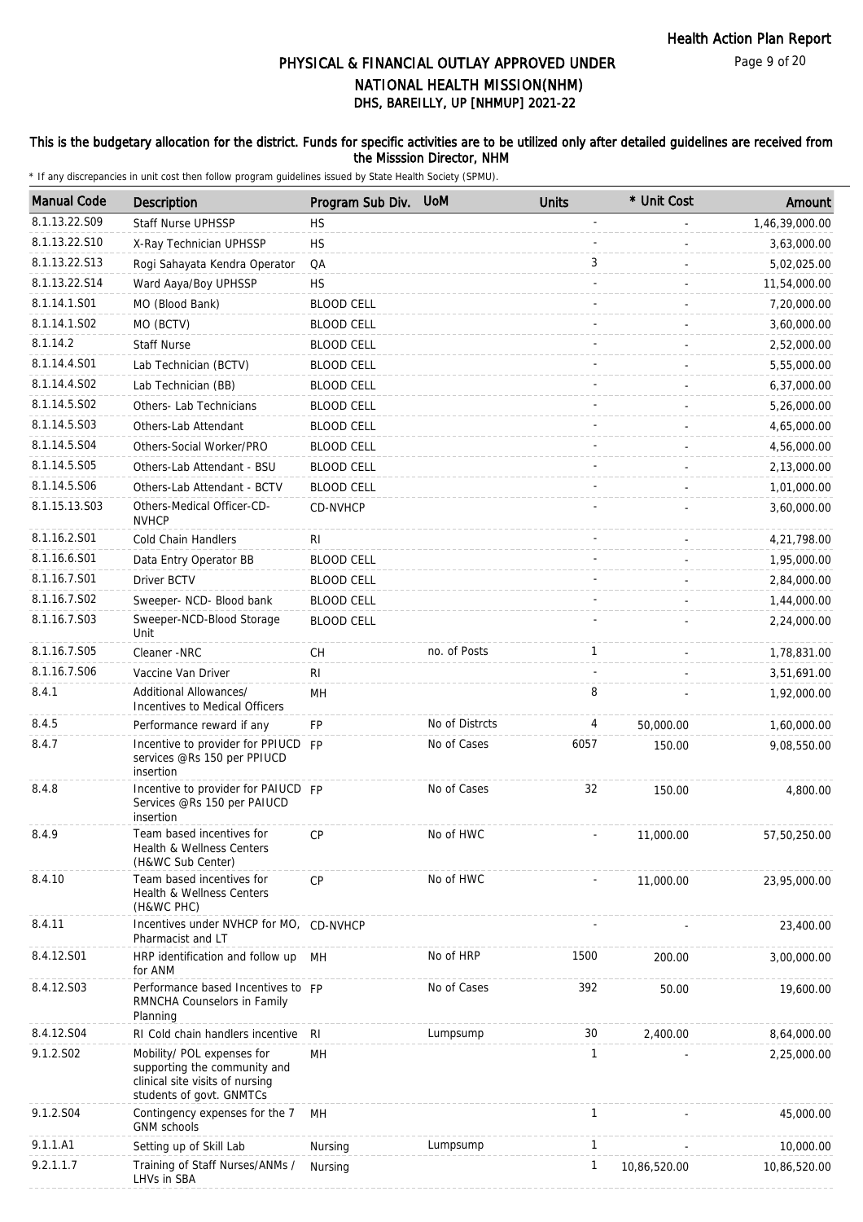# PHYSICAL & FINANCIAL OUTLAY APPROVED UNDER NATIONAL HEALTH MISSION(NHM)

## DHS, BAREILLY, UP [NHMUP] 2021-22

### This is the budgetary allocation for the district. Funds for specific activities are to be utilized only after detailed guidelines are received from the Misssion Director, NHM

\* If any discrepancies in unit cost then follow program guidelines issued by State Health Society (SPMU).

| Manual Code | Description | Program Sub Div. | UoM | Units | * Unit Cost | Amount |
|---|---|---|---|---|---|---|
| 8.1.13.22.S09 | Staff Nurse UPHSSP | HS | | - | - | 1,46,39,000.00 |
| 8.1.13.22.S10 | X-Ray Technician UPHSSP | HS | | - | - | 3,63,000.00 |
| 8.1.13.22.S13 | Rogi Sahayata Kendra Operator | QA | | 3 | - | 5,02,025.00 |
| 8.1.13.22.S14 | Ward Aaya/Boy UPHSSP | HS | | - | - | 11,54,000.00 |
| 8.1.14.1.S01 | MO (Blood Bank) | BLOOD CELL | | - | - | 7,20,000.00 |
| 8.1.14.1.S02 | MO (BCTV) | BLOOD CELL | | - | - | 3,60,000.00 |
| 8.1.14.2 | Staff Nurse | BLOOD CELL | | - | - | 2,52,000.00 |
| 8.1.14.4.S01 | Lab Technician (BCTV) | BLOOD CELL | | - | - | 5,55,000.00 |
| 8.1.14.4.S02 | Lab Technician (BB) | BLOOD CELL | | - | - | 6,37,000.00 |
| 8.1.14.5.S02 | Others- Lab Technicians | BLOOD CELL | | - | - | 5,26,000.00 |
| 8.1.14.5.S03 | Others-Lab Attendant | BLOOD CELL | | - | - | 4,65,000.00 |
| 8.1.14.5.S04 | Others-Social Worker/PRO | BLOOD CELL | | - | - | 4,56,000.00 |
| 8.1.14.5.S05 | Others-Lab Attendant - BSU | BLOOD CELL | | - | - | 2,13,000.00 |
| 8.1.14.5.S06 | Others-Lab Attendant - BCTV | BLOOD CELL | | - | - | 1,01,000.00 |
| 8.1.15.13.S03 | Others-Medical Officer-CD-NVHCP | CD-NVHCP | | - | - | 3,60,000.00 |
| 8.1.16.2.S01 | Cold Chain Handlers | RI | | - | - | 4,21,798.00 |
| 8.1.16.6.S01 | Data Entry Operator BB | BLOOD CELL | | - | - | 1,95,000.00 |
| 8.1.16.7.S01 | Driver BCTV | BLOOD CELL | | - | - | 2,84,000.00 |
| 8.1.16.7.S02 | Sweeper- NCD- Blood bank | BLOOD CELL | | - | - | 1,44,000.00 |
| 8.1.16.7.S03 | Sweeper-NCD-Blood Storage Unit | BLOOD CELL | | - | - | 2,24,000.00 |
| 8.1.16.7.S05 | Cleaner -NRC | CH | no. of Posts | 1 | - | 1,78,831.00 |
| 8.1.16.7.S06 | Vaccine Van Driver | RI | | - | - | 3,51,691.00 |
| 8.4.1 | Additional Allowances/ Incentives to Medical Officers | MH | | 8 | - | 1,92,000.00 |
| 8.4.5 | Performance reward if any | FP | No of Distrcts | 4 | 50,000.00 | 1,60,000.00 |
| 8.4.7 | Incentive to provider for PPIUCD services @Rs 150 per PPIUCD insertion | FP | No of Cases | 6057 | 150.00 | 9,08,550.00 |
| 8.4.8 | Incentive to provider for PAIUCD Services @Rs 150 per PAIUCD insertion | FP | No of Cases | 32 | 150.00 | 4,800.00 |
| 8.4.9 | Team based incentives for Health & Wellness Centers (H&WC Sub Center) | CP | No of HWC | - | 11,000.00 | 57,50,250.00 |
| 8.4.10 | Team based incentives for Health & Wellness Centers (H&WC PHC) | CP | No of HWC | - | 11,000.00 | 23,95,000.00 |
| 8.4.11 | Incentives under NVHCP for MO, Pharmacist and LT | CD-NVHCP | | - | - | 23,400.00 |
| 8.4.12.S01 | HRP identification and follow up for ANM | MH | No of HRP | 1500 | 200.00 | 3,00,000.00 |
| 8.4.12.S03 | Performance based Incentives to RMNCHA Counselors in Family Planning | FP | No of Cases | 392 | 50.00 | 19,600.00 |
| 8.4.12.S04 | RI Cold chain handlers incentive | RI | Lumpsump | 30 | 2,400.00 | 8,64,000.00 |
| 9.1.2.S02 | Mobility/ POL expenses for supporting the community and clinical site visits of nursing students of govt. GNMTCs | MH | | 1 | - | 2,25,000.00 |
| 9.1.2.S04 | Contingency expenses for the 7 GNM schools | MH | | 1 | - | 45,000.00 |
| 9.1.1.A1 | Setting up of Skill Lab | Nursing | Lumpsump | 1 | - | 10,000.00 |
| 9.2.1.1.7 | Training of Staff Nurses/ANMs / LHVs in SBA | Nursing | | 1 | 10,86,520.00 | 10,86,520.00 |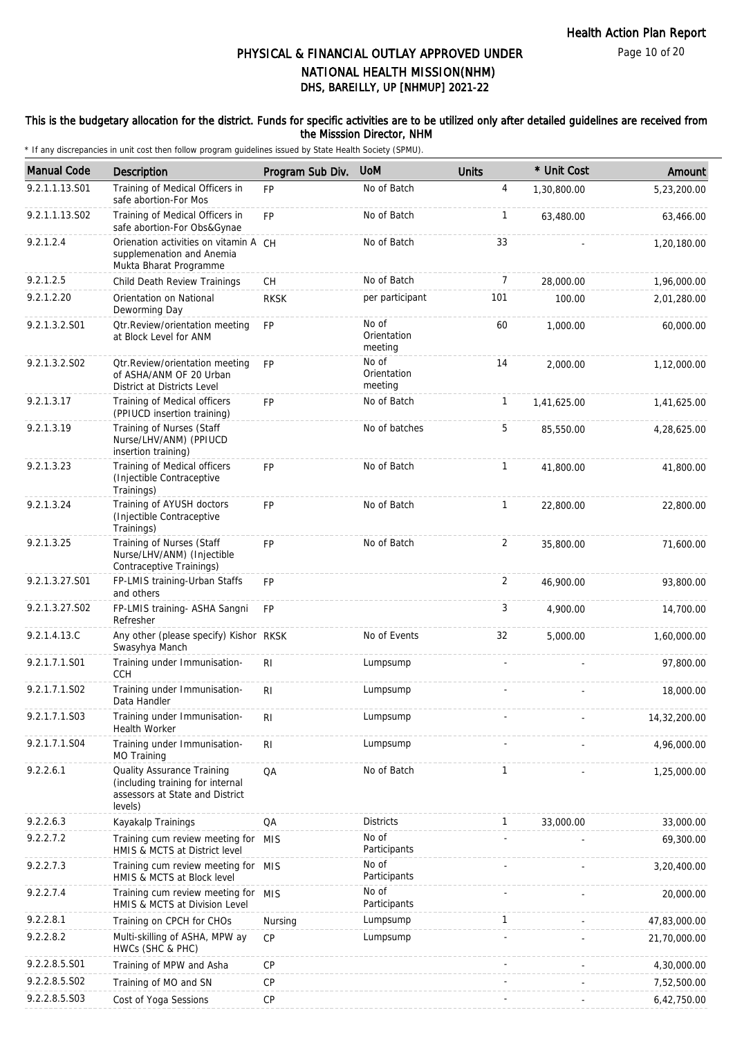# PHYSICAL & FINANCIAL OUTLAY APPROVED UNDER NATIONAL HEALTH MISSION(NHM)

## DHS, BAREILLY, UP [NHMUP] 2021-22

### This is the budgetary allocation for the district. Funds for specific activities are to be utilized only after detailed guidelines are received from the Misssion Director, NHM

\* If any discrepancies in unit cost then follow program guidelines issued by State Health Society (SPMU).

| Manual Code | Description | Program Sub Div. | UoM | Units | * Unit Cost | Amount |
|---|---|---|---|---|---|---|
| 9.2.1.1.13.S01 | Training of Medical Officers in safe abortion-For Mos | FP | No of Batch | 4 | 1,30,800.00 | 5,23,200.00 |
| 9.2.1.1.13.S02 | Training of Medical Officers in safe abortion-For Obs&Gynae | FP | No of Batch | 1 | 63,480.00 | 63,466.00 |
| 9.2.1.2.4 | Orienation activities on vitamin A supplemenation and Anemia Mukta Bharat Programme | CH | No of Batch | 33 | - | 1,20,180.00 |
| 9.2.1.2.5 | Child Death Review Trainings | CH | No of Batch | 7 | 28,000.00 | 1,96,000.00 |
| 9.2.1.2.20 | Orientation on National Deworming Day | RKSK | per participant | 101 | 100.00 | 2,01,280.00 |
| 9.2.1.3.2.S01 | Qtr.Review/orientation meeting at Block Level for ANM | FP | No of Orientation meeting | 60 | 1,000.00 | 60,000.00 |
| 9.2.1.3.2.S02 | Qtr.Review/orientation meeting of ASHA/ANM OF 20 Urban District at Districts Level | FP | No of Orientation meeting | 14 | 2,000.00 | 1,12,000.00 |
| 9.2.1.3.17 | Training of Medical officers (PPIUCD insertion training) | FP | No of Batch | 1 | 1,41,625.00 | 1,41,625.00 |
| 9.2.1.3.19 | Training of Nurses (Staff Nurse/LHV/ANM) (PPIUCD insertion training) | | No of batches | 5 | 85,550.00 | 4,28,625.00 |
| 9.2.1.3.23 | Training of Medical officers (Injectible Contraceptive Trainings) | FP | No of Batch | 1 | 41,800.00 | 41,800.00 |
| 9.2.1.3.24 | Training of AYUSH doctors (Injectible Contraceptive Trainings) | FP | No of Batch | 1 | 22,800.00 | 22,800.00 |
| 9.2.1.3.25 | Training of Nurses (Staff Nurse/LHV/ANM) (Injectible Contraceptive Trainings) | FP | No of Batch | 2 | 35,800.00 | 71,600.00 |
| 9.2.1.3.27.S01 | FP-LMIS training-Urban Staffs and others | FP | | 2 | 46,900.00 | 93,800.00 |
| 9.2.1.3.27.S02 | FP-LMIS training- ASHA Sangni Refresher | FP | | 3 | 4,900.00 | 14,700.00 |
| 9.2.1.4.13.C | Any other (please specify) Kishor Swasyhya Manch | RKSK | No of Events | 32 | 5,000.00 | 1,60,000.00 |
| 9.2.1.7.1.S01 | Training under Immunisation-CCH | RI | Lumpsump | - | - | 97,800.00 |
| 9.2.1.7.1.S02 | Training under Immunisation-Data Handler | RI | Lumpsump | - | - | 18,000.00 |
| 9.2.1.7.1.S03 | Training under Immunisation-Health Worker | RI | Lumpsump | - | - | 14,32,200.00 |
| 9.2.1.7.1.S04 | Training under Immunisation-MO Training | RI | Lumpsump | - | - | 4,96,000.00 |
| 9.2.2.6.1 | Quality Assurance Training (including training for internal assessors at State and District levels) | QA | No of Batch | 1 | - | 1,25,000.00 |
| 9.2.2.6.3 | Kayakalp Trainings | QA | Districts | 1 | 33,000.00 | 33,000.00 |
| 9.2.2.7.2 | Training cum review meeting for HMIS & MCTS at District level | MIS | No of Participants | - | - | 69,300.00 |
| 9.2.2.7.3 | Training cum review meeting for HMIS & MCTS at Block level | MIS | No of Participants | - | - | 3,20,400.00 |
| 9.2.2.7.4 | Training cum review meeting for HMIS & MCTS at Division Level | MIS | No of Participants | - | - | 20,000.00 |
| 9.2.2.8.1 | Training on CPCH for CHOs | Nursing | Lumpsump | 1 | - | 47,83,000.00 |
| 9.2.2.8.2 | Multi-skilling of ASHA, MPW ay HWCs (SHC & PHC) | CP | Lumpsump | - | - | 21,70,000.00 |
| 9.2.2.8.5.S01 | Training of MPW and Asha | CP | | - | - | 4,30,000.00 |
| 9.2.2.8.5.S02 | Training of MO and SN | CP | | - | - | 7,52,500.00 |
| 9.2.2.8.5.S03 | Cost of Yoga Sessions | CP | | - | - | 6,42,750.00 |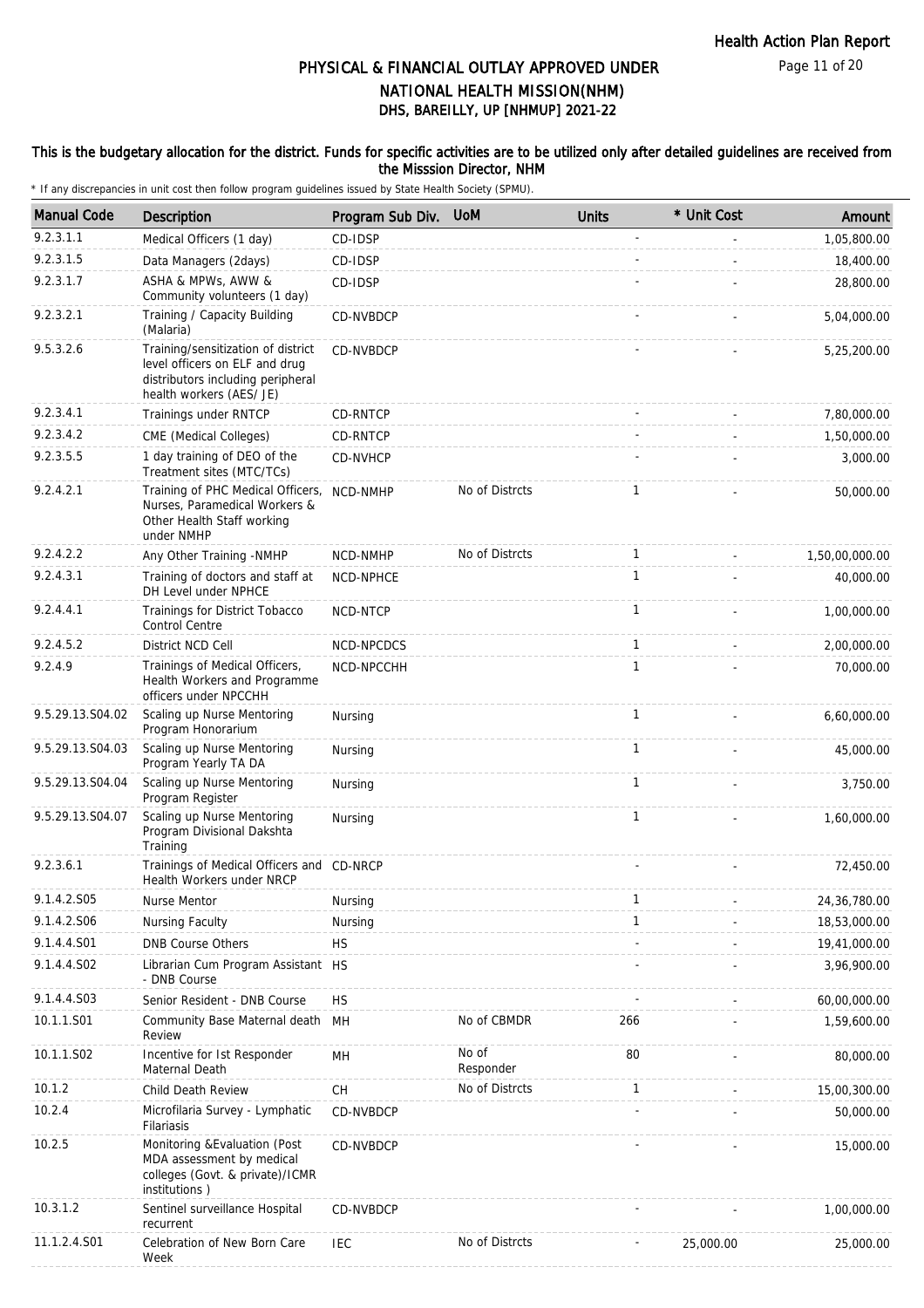# PHYSICAL & FINANCIAL OUTLAY APPROVED UNDER NATIONAL HEALTH MISSION(NHM)

## DHS, BAREILLY, UP [NHMUP] 2021-22

### This is the budgetary allocation for the district. Funds for specific activities are to be utilized only after detailed guidelines are received from the Misssion Director, NHM

\* If any discrepancies in unit cost then follow program guidelines issued by State Health Society (SPMU).

| Manual Code | Description | Program Sub Div. | UoM | Units | * Unit Cost | Amount |
|---|---|---|---|---|---|---|
| 9.2.3.1.1 | Medical Officers (1 day) | CD-IDSP | | - | - | 1,05,800.00 |
| 9.2.3.1.5 | Data Managers (2days) | CD-IDSP | | - | - | 18,400.00 |
| 9.2.3.1.7 | ASHA & MPWs, AWW & Community volunteers (1 day) | CD-IDSP | | - | - | 28,800.00 |
| 9.2.3.2.1 | Training / Capacity Building (Malaria) | CD-NVBDCP | | - | - | 5,04,000.00 |
| 9.5.3.2.6 | Training/sensitization of district level officers on ELF and drug distributors including peripheral health workers (AES/ JE) | CD-NVBDCP | | - | - | 5,25,200.00 |
| 9.2.3.4.1 | Trainings under RNTCP | CD-RNTCP | | - | - | 7,80,000.00 |
| 9.2.3.4.2 | CME (Medical Colleges) | CD-RNTCP | | - | - | 1,50,000.00 |
| 9.2.3.5.5 | 1 day training of DEO of the Treatment sites (MTC/TCs) | CD-NVHCP | | - | - | 3,000.00 |
| 9.2.4.2.1 | Training of PHC Medical Officers, Nurses, Paramedical Workers & Other Health Staff working under NMHP | NCD-NMHP | No of Distrcts | 1 | - | 50,000.00 |
| 9.2.4.2.2 | Any Other Training -NMHP | NCD-NMHP | No of Distrcts | 1 | - | 1,50,00,000.00 |
| 9.2.4.3.1 | Training of doctors and staff at DH Level under NPHCE | NCD-NPHCE | | 1 | - | 40,000.00 |
| 9.2.4.4.1 | Trainings for District Tobacco Control Centre | NCD-NTCP | | 1 | - | 1,00,000.00 |
| 9.2.4.5.2 | District NCD Cell | NCD-NPCDCS | | 1 | - | 2,00,000.00 |
| 9.2.4.9 | Trainings of Medical Officers, Health Workers and Programme officers under NPCCHH | NCD-NPCCHH | | 1 | - | 70,000.00 |
| 9.5.29.13.S04.02 | Scaling up Nurse Mentoring Program Honorarium | Nursing | | 1 | - | 6,60,000.00 |
| 9.5.29.13.S04.03 | Scaling up Nurse Mentoring Program Yearly TA DA | Nursing | | 1 | - | 45,000.00 |
| 9.5.29.13.S04.04 | Scaling up Nurse Mentoring Program Register | Nursing | | 1 | - | 3,750.00 |
| 9.5.29.13.S04.07 | Scaling up Nurse Mentoring Program Divisional Dakshta Training | Nursing | | 1 | - | 1,60,000.00 |
| 9.2.3.6.1 | Trainings of Medical Officers and Health Workers under NRCP | CD-NRCP | | - | - | 72,450.00 |
| 9.1.4.2.S05 | Nurse Mentor | Nursing | | 1 | - | 24,36,780.00 |
| 9.1.4.2.S06 | Nursing Faculty | Nursing | | 1 | - | 18,53,000.00 |
| 9.1.4.4.S01 | DNB Course Others | HS | | - | - | 19,41,000.00 |
| 9.1.4.4.S02 | Librarian Cum Program Assistant - DNB Course | HS | | - | - | 3,96,900.00 |
| 9.1.4.4.S03 | Senior Resident - DNB Course | HS | | - | - | 60,00,000.00 |
| 10.1.1.S01 | Community Base Maternal death Review | MH | No of CBMDR | 266 | - | 1,59,600.00 |
| 10.1.1.S02 | Incentive for Ist Responder Maternal Death | MH | No of Responder | 80 | - | 80,000.00 |
| 10.1.2 | Child Death Review | CH | No of Distrcts | 1 | - | 15,00,300.00 |
| 10.2.4 | Microfilaria Survey - Lymphatic Filariasis | CD-NVBDCP | | - | - | 50,000.00 |
| 10.2.5 | Monitoring &Evaluation (Post MDA assessment by medical colleges (Govt. & private)/ICMR institutions ) | CD-NVBDCP | | - | - | 15,000.00 |
| 10.3.1.2 | Sentinel surveillance Hospital recurrent | CD-NVBDCP | | - | - | 1,00,000.00 |
| 11.1.2.4.S01 | Celebration of New Born Care Week | IEC | No of Distrcts | - | 25,000.00 | 25,000.00 |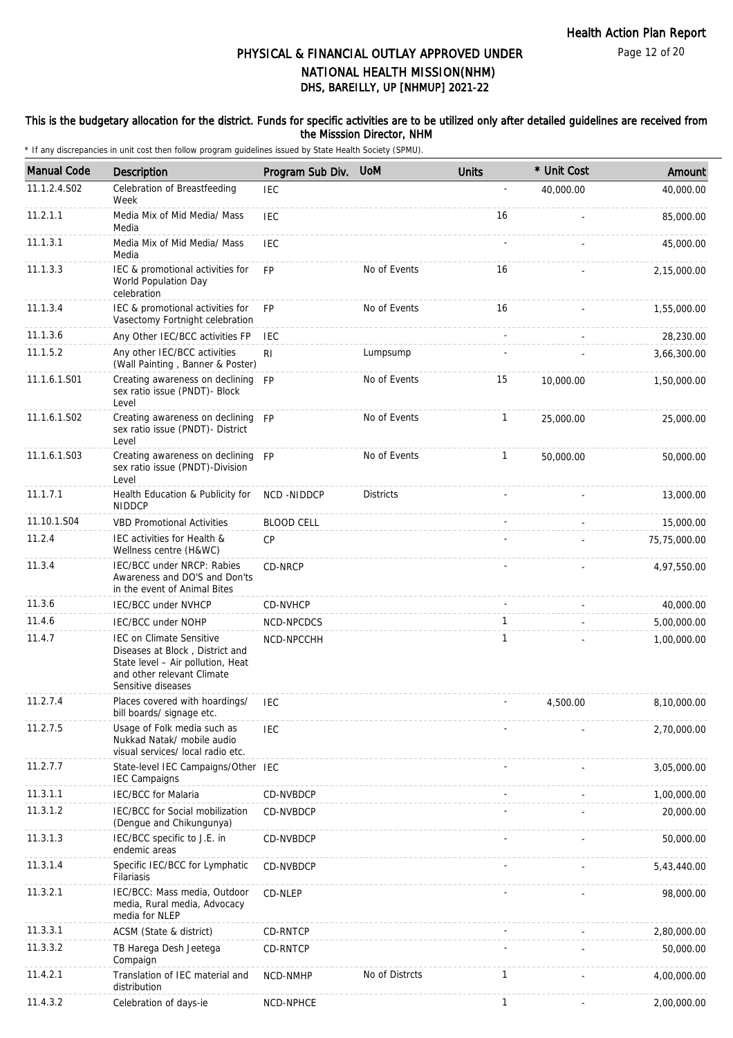# PHYSICAL & FINANCIAL OUTLAY APPROVED UNDER NATIONAL HEALTH MISSION(NHM)
## DHS, BAREILLY, UP [NHMUP] 2021-22

This is the budgetary allocation for the district. Funds for specific activities are to be utilized only after detailed guidelines are received from the Misssion Director, NHM

\* If any discrepancies in unit cost then follow program guidelines issued by State Health Society (SPMU).

| Manual Code | Description | Program Sub Div. | UoM | Units | * Unit Cost | Amount |
|---|---|---|---|---|---|---|
| 11.1.2.4.S02 | Celebration of Breastfeeding Week | IEC | | - | 40,000.00 | 40,000.00 |
| 11.2.1.1 | Media Mix of Mid Media/ Mass Media | IEC | | 16 | - | 85,000.00 |
| 11.1.3.1 | Media Mix of Mid Media/ Mass Media | IEC | | - | - | 45,000.00 |
| 11.1.3.3 | IEC & promotional activities for World Population Day celebration | FP | No of Events | 16 | - | 2,15,000.00 |
| 11.1.3.4 | IEC & promotional activities for Vasectomy Fortnight celebration | FP | No of Events | 16 | - | 1,55,000.00 |
| 11.1.3.6 | Any Other IEC/BCC activities FP | IEC | | - | - | 28,230.00 |
| 11.1.5.2 | Any other IEC/BCC activities (Wall Painting , Banner & Poster) | RI | Lumpsump | - | - | 3,66,300.00 |
| 11.1.6.1.S01 | Creating awareness on declining sex ratio issue (PNDT)- Block Level | FP | No of Events | 15 | 10,000.00 | 1,50,000.00 |
| 11.1.6.1.S02 | Creating awareness on declining sex ratio issue (PNDT)- District Level | FP | No of Events | 1 | 25,000.00 | 25,000.00 |
| 11.1.6.1.S03 | Creating awareness on declining sex ratio issue (PNDT)-Division Level | FP | No of Events | 1 | 50,000.00 | 50,000.00 |
| 11.1.7.1 | Health Education & Publicity for NIDDCP | NCD -NIDDCP | Districts | - | - | 13,000.00 |
| 11.10.1.S04 | VBD Promotional Activities | BLOOD CELL | | - | - | 15,000.00 |
| 11.2.4 | IEC activities for Health & Wellness centre (H&WC) | CP | | - | - | 75,75,000.00 |
| 11.3.4 | IEC/BCC under NRCP: Rabies Awareness and DO'S and Don'ts in the event of Animal Bites | CD-NRCP | | - | - | 4,97,550.00 |
| 11.3.6 | IEC/BCC under NVHCP | CD-NVHCP | | - | - | 40,000.00 |
| 11.4.6 | IEC/BCC under NOHP | NCD-NPCDCS | | 1 | - | 5,00,000.00 |
| 11.4.7 | IEC on Climate Sensitive Diseases at Block , District and State level – Air pollution, Heat and other relevant Climate Sensitive diseases | NCD-NPCCHH | | 1 | - | 1,00,000.00 |
| 11.2.7.4 | Places covered with hoardings/ bill boards/ signage etc. | IEC | | - | 4,500.00 | 8,10,000.00 |
| 11.2.7.5 | Usage of Folk media such as Nukkad Natak/ mobile audio visual services/ local radio etc. | IEC | | - | - | 2,70,000.00 |
| 11.2.7.7 | State-level IEC Campaigns/Other IEC Campaigns | IEC | | - | - | 3,05,000.00 |
| 11.3.1.1 | IEC/BCC for Malaria | CD-NVBDCP | | - | - | 1,00,000.00 |
| 11.3.1.2 | IEC/BCC for Social mobilization (Dengue and Chikungunya) | CD-NVBDCP | | - | - | 20,000.00 |
| 11.3.1.3 | IEC/BCC specific to J.E. in endemic areas | CD-NVBDCP | | - | - | 50,000.00 |
| 11.3.1.4 | Specific IEC/BCC for Lymphatic Filariasis | CD-NVBDCP | | - | - | 5,43,440.00 |
| 11.3.2.1 | IEC/BCC: Mass media, Outdoor media, Rural media, Advocacy media for NLEP | CD-NLEP | | - | - | 98,000.00 |
| 11.3.3.1 | ACSM (State & district) | CD-RNTCP | | - | - | 2,80,000.00 |
| 11.3.3.2 | TB Harega Desh Jeetega Compaign | CD-RNTCP | | - | - | 50,000.00 |
| 11.4.2.1 | Translation of IEC material and distribution | NCD-NMHP | No of Distrcts | 1 | - | 4,00,000.00 |
| 11.4.3.2 | Celebration of days-ie | NCD-NPHCE | | 1 | - | 2,00,000.00 |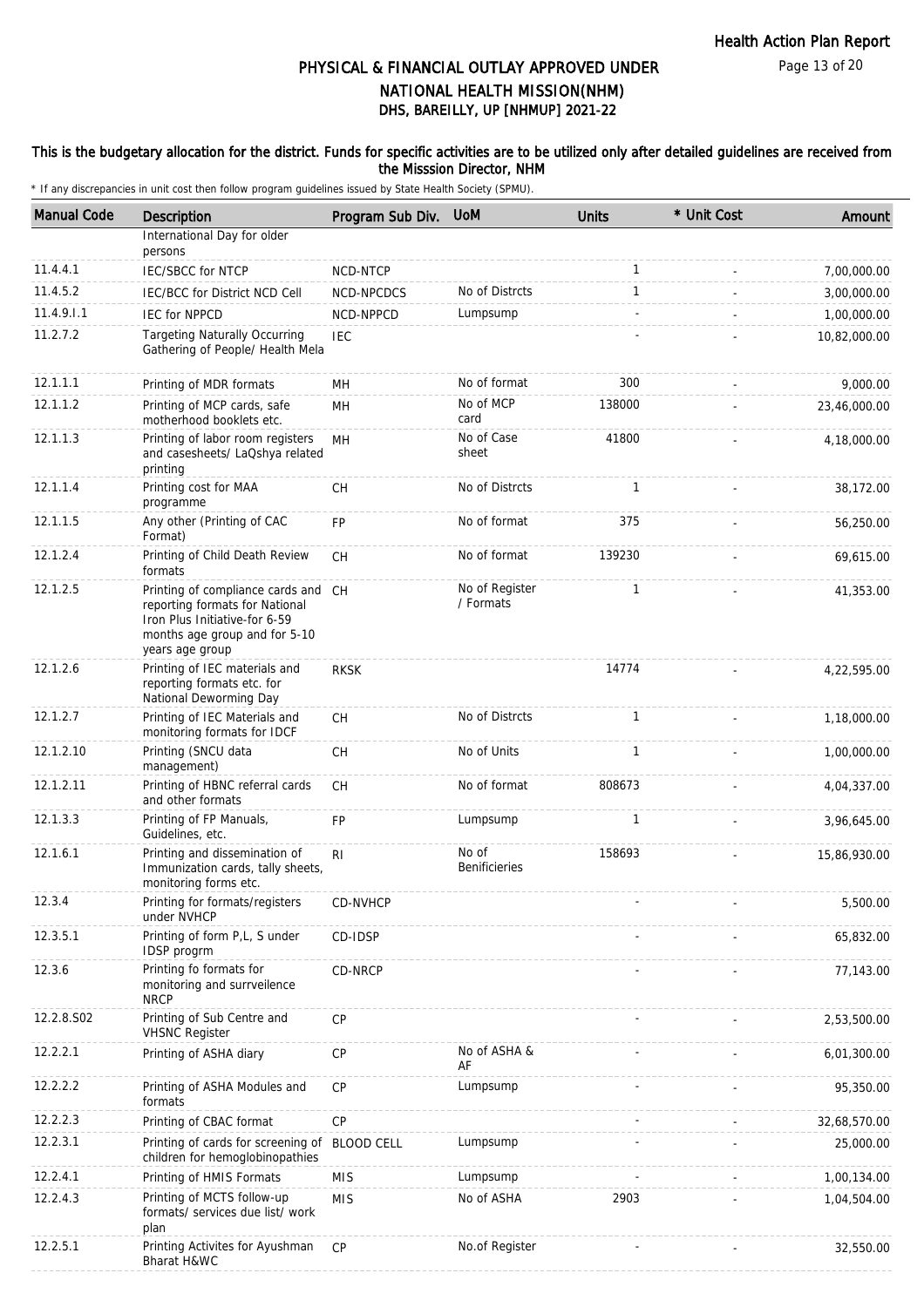# PHYSICAL & FINANCIAL OUTLAY APPROVED UNDER NATIONAL HEALTH MISSION(NHM)
## DHS, BAREILLY, UP [NHMUP] 2021-22

**This is the budgetary allocation for the district. Funds for specific activities are to be utilized only after detailed guidelines are received from the Misssion Director, NHM**

\* If any discrepancies in unit cost then follow program guidelines issued by State Health Society (SPMU).

| Manual Code | Description | Program Sub Div. | UoM | Units | * Unit Cost | Amount |
|---|---|---|---|---|---|---|
| | International Day for older persons | | | | | |
| 11.4.4.1 | IEC/SBCC for NTCP | NCD-NTCP | | 1 | - | 7,00,000.00 |
| 11.4.5.2 | IEC/BCC for District NCD Cell | NCD-NPCDCS | No of Distrcts | 1 | - | 3,00,000.00 |
| 11.4.9.I.1 | IEC for NPPCD | NCD-NPPCD | Lumpsump | - | - | 1,00,000.00 |
| 11.2.7.2 | Targeting Naturally Occurring Gathering of People/ Health Mela | IEC | | - | - | 10,82,000.00 |
| 12.1.1.1 | Printing of MDR formats | MH | No of format | 300 | - | 9,000.00 |
| 12.1.1.2 | Printing of MCP cards, safe motherhood booklets etc. | MH | No of MCP card | 138000 | - | 23,46,000.00 |
| 12.1.1.3 | Printing of labor room registers and casesheets/ LaQshya related printing | MH | No of Case sheet | 41800 | - | 4,18,000.00 |
| 12.1.1.4 | Printing cost for MAA programme | CH | No of Distrcts | 1 | - | 38,172.00 |
| 12.1.1.5 | Any other (Printing of CAC Format) | FP | No of format | 375 | - | 56,250.00 |
| 12.1.2.4 | Printing of Child Death Review formats | CH | No of format | 139230 | - | 69,615.00 |
| 12.1.2.5 | Printing of compliance cards and reporting formats for National Iron Plus Initiative-for 6-59 months age group and for 5-10 years age group | CH | No of Register / Formats | 1 | - | 41,353.00 |
| 12.1.2.6 | Printing of IEC materials and reporting formats etc. for National Deworming Day | RKSK | | 14774 | - | 4,22,595.00 |
| 12.1.2.7 | Printing of IEC Materials and monitoring formats for IDCF | CH | No of Distrcts | 1 | - | 1,18,000.00 |
| 12.1.2.10 | Printing (SNCU data management) | CH | No of Units | 1 | - | 1,00,000.00 |
| 12.1.2.11 | Printing of HBNC referral cards and other formats | CH | No of format | 808673 | - | 4,04,337.00 |
| 12.1.3.3 | Printing of FP Manuals, Guidelines, etc. | FP | Lumpsump | 1 | - | 3,96,645.00 |
| 12.1.6.1 | Printing and dissemination of Immunization cards, tally sheets, monitoring forms etc. | RI | No of Benificieries | 158693 | - | 15,86,930.00 |
| 12.3.4 | Printing for formats/registers under NVHCP | CD-NVHCP | | - | - | 5,500.00 |
| 12.3.5.1 | Printing of form P,L, S under IDSP progrm | CD-IDSP | | - | - | 65,832.00 |
| 12.3.6 | Printing fo formats for monitoring and surrveilence NRCP | CD-NRCP | | - | - | 77,143.00 |
| 12.2.8.S02 | Printing of Sub Centre and VHSNC Register | CP | | - | - | 2,53,500.00 |
| 12.2.2.1 | Printing of ASHA diary | CP | No of ASHA & AF | - | - | 6,01,300.00 |
| 12.2.2.2 | Printing of ASHA Modules and formats | CP | Lumpsump | - | - | 95,350.00 |
| 12.2.2.3 | Printing of CBAC format | CP | | - | - | 32,68,570.00 |
| 12.2.3.1 | Printing of cards for screening of children for hemoglobinopathies | BLOOD CELL | Lumpsump | - | - | 25,000.00 |
| 12.2.4.1 | Printing of HMIS Formats | MIS | Lumpsump | - | - | 1,00,134.00 |
| 12.2.4.3 | Printing of MCTS follow-up formats/ services due list/ work plan | MIS | No of ASHA | 2903 | - | 1,04,504.00 |
| 12.2.5.1 | Printing Activites for Ayushman Bharat H&WC | CP | No.of Register | - | - | 32,550.00 |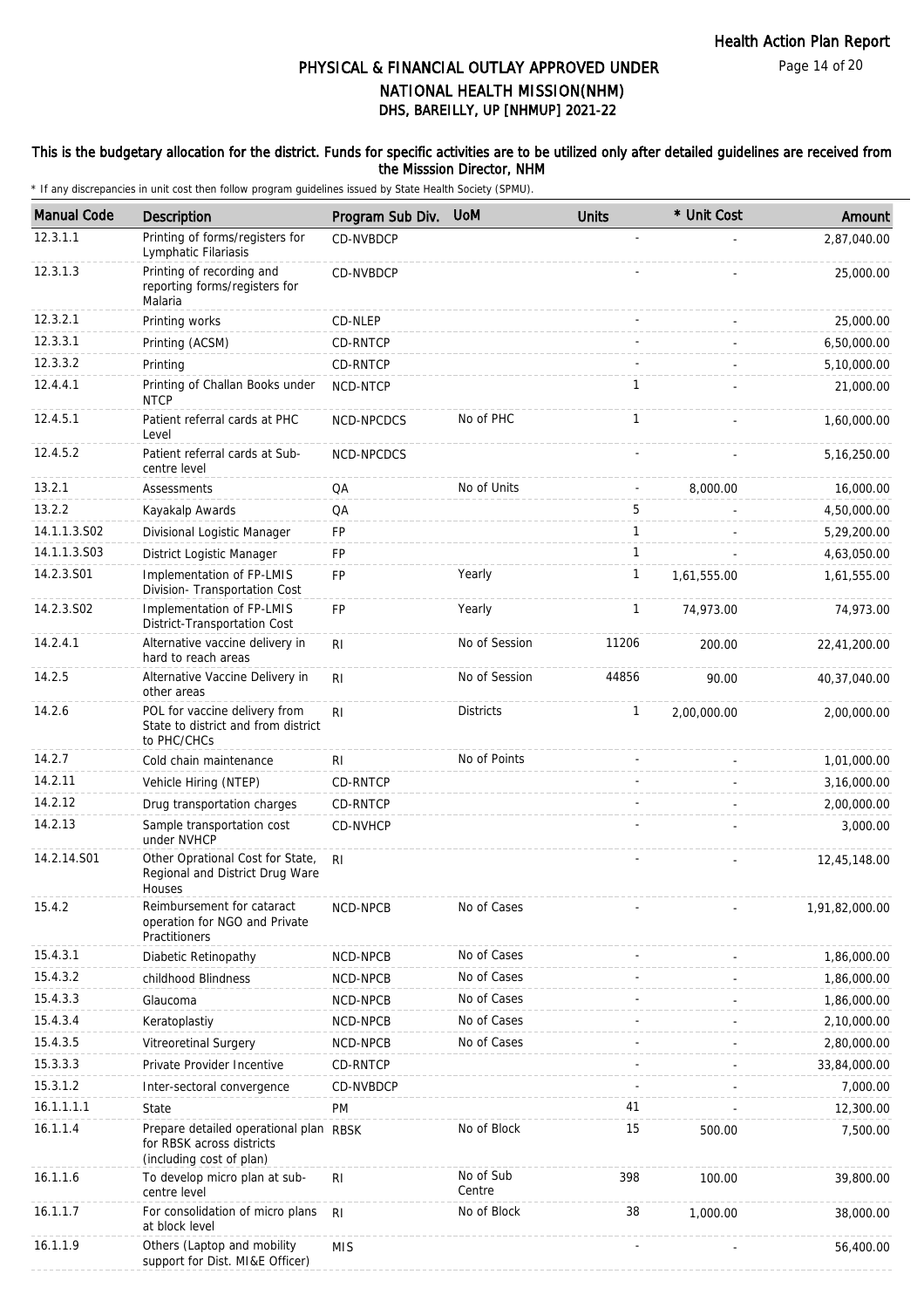# PHYSICAL & FINANCIAL OUTLAY APPROVED UNDER NATIONAL HEALTH MISSION(NHM)
## DHS, BAREILLY, UP [NHMUP] 2021-22

### This is the budgetary allocation for the district. Funds for specific activities are to be utilized only after detailed guidelines are received from the Misssion Director, NHM

\* If any discrepancies in unit cost then follow program guidelines issued by State Health Society (SPMU).

| Manual Code | Description | Program Sub Div. | UoM | Units | * Unit Cost | Amount |
|---|---|---|---|---|---|---|
| 12.3.1.1 | Printing of forms/registers for Lymphatic Filariasis | CD-NVBDCP | | - | - | 2,87,040.00 |
| 12.3.1.3 | Printing of recording and reporting forms/registers for Malaria | CD-NVBDCP | | - | - | 25,000.00 |
| 12.3.2.1 | Printing works | CD-NLEP | | - | - | 25,000.00 |
| 12.3.3.1 | Printing (ACSM) | CD-RNTCP | | - | - | 6,50,000.00 |
| 12.3.3.2 | Printing | CD-RNTCP | | - | - | 5,10,000.00 |
| 12.4.4.1 | Printing of Challan Books under NTCP | NCD-NTCP | | 1 | - | 21,000.00 |
| 12.4.5.1 | Patient referral cards at PHC Level | NCD-NPCDCS | No of PHC | 1 | - | 1,60,000.00 |
| 12.4.5.2 | Patient referral cards at Sub-centre level | NCD-NPCDCS | | - | - | 5,16,250.00 |
| 13.2.1 | Assessments | QA | No of Units | - | 8,000.00 | 16,000.00 |
| 13.2.2 | Kayakalp Awards | QA | | 5 | - | 4,50,000.00 |
| 14.1.1.3.S02 | Divisional Logistic Manager | FP | | 1 | - | 5,29,200.00 |
| 14.1.1.3.S03 | District Logistic Manager | FP | | 1 | - | 4,63,050.00 |
| 14.2.3.S01 | Implementation of FP-LMIS Division- Transportation Cost | FP | Yearly | 1 | 1,61,555.00 | 1,61,555.00 |
| 14.2.3.S02 | Implementation of FP-LMIS District-Transportation Cost | FP | Yearly | 1 | 74,973.00 | 74,973.00 |
| 14.2.4.1 | Alternative vaccine delivery in hard to reach areas | RI | No of Session | 11206 | 200.00 | 22,41,200.00 |
| 14.2.5 | Alternative Vaccine Delivery in other areas | RI | No of Session | 44856 | 90.00 | 40,37,040.00 |
| 14.2.6 | POL for vaccine delivery from State to district and from district to PHC/CHCs | RI | Districts | 1 | 2,00,000.00 | 2,00,000.00 |
| 14.2.7 | Cold chain maintenance | RI | No of Points | - | - | 1,01,000.00 |
| 14.2.11 | Vehicle Hiring (NTEP) | CD-RNTCP | | - | - | 3,16,000.00 |
| 14.2.12 | Drug transportation charges | CD-RNTCP | | - | - | 2,00,000.00 |
| 14.2.13 | Sample transportation cost under NVHCP | CD-NVHCP | | - | - | 3,000.00 |
| 14.2.14.S01 | Other Oprational Cost for State, Regional and District Drug Ware Houses | RI | | - | - | 12,45,148.00 |
| 15.4.2 | Reimbursement for cataract operation for NGO and Private Practitioners | NCD-NPCB | No of Cases | - | - | 1,91,82,000.00 |
| 15.4.3.1 | Diabetic Retinopathy | NCD-NPCB | No of Cases | - | - | 1,86,000.00 |
| 15.4.3.2 | childhood Blindness | NCD-NPCB | No of Cases | - | - | 1,86,000.00 |
| 15.4.3.3 | Glaucoma | NCD-NPCB | No of Cases | - | - | 1,86,000.00 |
| 15.4.3.4 | Keratoplastiy | NCD-NPCB | No of Cases | - | - | 2,10,000.00 |
| 15.4.3.5 | Vitreoretinal Surgery | NCD-NPCB | No of Cases | - | - | 2,80,000.00 |
| 15.3.3.3 | Private Provider Incentive | CD-RNTCP | | - | - | 33,84,000.00 |
| 15.3.1.2 | Inter-sectoral convergence | CD-NVBDCP | | - | - | 7,000.00 |
| 16.1.1.1.1 | State | PM | | 41 | - | 12,300.00 |
| 16.1.1.4 | Prepare detailed operational plan for RBSK across districts (including cost of plan) | RBSK | No of Block | 15 | 500.00 | 7,500.00 |
| 16.1.1.6 | To develop micro plan at sub-centre level | RI | No of Sub Centre | 398 | 100.00 | 39,800.00 |
| 16.1.1.7 | For consolidation of micro plans at block level | RI | No of Block | 38 | 1,000.00 | 38,000.00 |
| 16.1.1.9 | Others (Laptop and mobility support for Dist. MI&E Officer) | MIS | | - | - | 56,400.00 |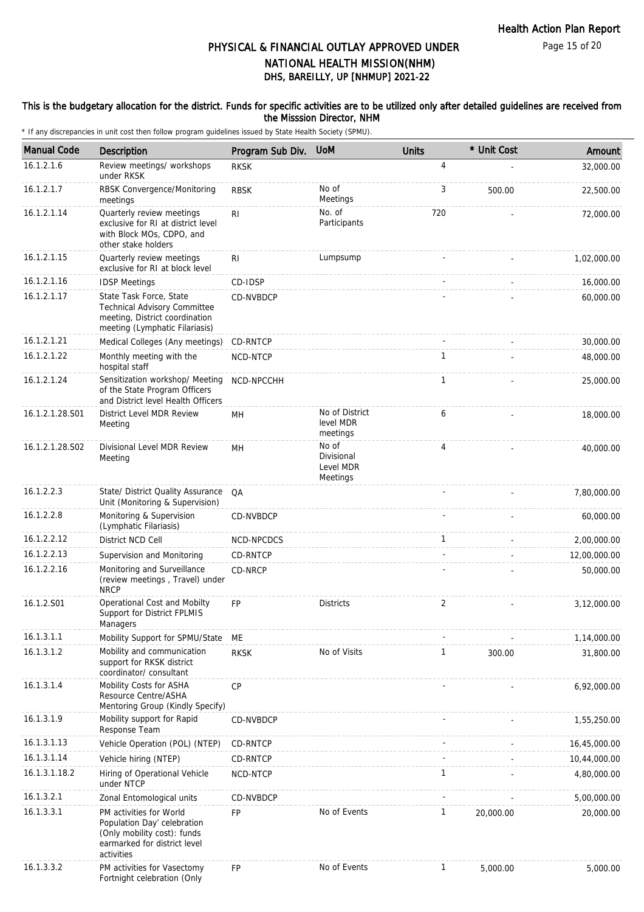# PHYSICAL & FINANCIAL OUTLAY APPROVED UNDER NATIONAL HEALTH MISSION(NHM)

## DHS, BAREILLY, UP [NHMUP] 2021-22

**This is the budgetary allocation for the district. Funds for specific activities are to be utilized only after detailed guidelines are received from the Misssion Director, NHM**

\* If any discrepancies in unit cost then follow program guidelines issued by State Health Society (SPMU).

| Manual Code | Description | Program Sub Div. | UoM | Units | * Unit Cost | Amount |
|---|---|---|---|---|---|---|
| 16.1.2.1.6 | Review meetings/ workshops under RKSK | RKSK | | 4 | - | 32,000.00 |
| 16.1.2.1.7 | RBSK Convergence/Monitoring meetings | RBSK | No of Meetings | 3 | 500.00 | 22,500.00 |
| 16.1.2.1.14 | Quarterly review meetings exclusive for RI at district level with Block MOs, CDPO, and other stake holders | RI | No. of Participants | 720 | - | 72,000.00 |
| 16.1.2.1.15 | Quarterly review meetings exclusive for RI at block level | RI | Lumpsump | - | - | 1,02,000.00 |
| 16.1.2.1.16 | IDSP Meetings | CD-IDSP | | - | - | 16,000.00 |
| 16.1.2.1.17 | State Task Force, State Technical Advisory Committee meeting, District coordination meeting (Lymphatic Filariasis) | CD-NVBDCP | | - | - | 60,000.00 |
| 16.1.2.1.21 | Medical Colleges (Any meetings) | CD-RNTCP | | - | - | 30,000.00 |
| 16.1.2.1.22 | Monthly meeting with the hospital staff | NCD-NTCP | | 1 | - | 48,000.00 |
| 16.1.2.1.24 | Sensitization workshop/ Meeting of the State Program Officers and District level Health Officers | NCD-NPCCHH | | 1 | - | 25,000.00 |
| 16.1.2.1.28.S01 | District Level MDR Review Meeting | MH | No of District level MDR meetings | 6 | - | 18,000.00 |
| 16.1.2.1.28.S02 | Divisional Level MDR Review Meeting | MH | No of Divisional Level MDR Meetings | 4 | - | 40,000.00 |
| 16.1.2.2.3 | State/ District Quality Assurance Unit (Monitoring & Supervision) | QA | | - | - | 7,80,000.00 |
| 16.1.2.2.8 | Monitoring & Supervision (Lymphatic Filariasis) | CD-NVBDCP | | - | - | 60,000.00 |
| 16.1.2.2.12 | District NCD Cell | NCD-NPCDCS | | 1 | - | 2,00,000.00 |
| 16.1.2.2.13 | Supervision and Monitoring | CD-RNTCP | | - | - | 12,00,000.00 |
| 16.1.2.2.16 | Monitoring and Surveillance (review meetings , Travel) under NRCP | CD-NRCP | | - | - | 50,000.00 |
| 16.1.2.S01 | Operational Cost and Mobilty Support for District FPLMIS Managers | FP | Districts | 2 | - | 3,12,000.00 |
| 16.1.3.1.1 | Mobility Support for SPMU/State | ME | | - | - | 1,14,000.00 |
| 16.1.3.1.2 | Mobility and communication support for RKSK district coordinator/ consultant | RKSK | No of Visits | 1 | 300.00 | 31,800.00 |
| 16.1.3.1.4 | Mobility Costs for ASHA Resource Centre/ASHA Mentoring Group (Kindly Specify) | CP | | - | - | 6,92,000.00 |
| 16.1.3.1.9 | Mobility support for Rapid Response Team | CD-NVBDCP | | - | - | 1,55,250.00 |
| 16.1.3.1.13 | Vehicle Operation (POL) (NTEP) | CD-RNTCP | | - | - | 16,45,000.00 |
| 16.1.3.1.14 | Vehicle hiring (NTEP) | CD-RNTCP | | - | - | 10,44,000.00 |
| 16.1.3.1.18.2 | Hiring of Operational Vehicle under NTCP | NCD-NTCP | | 1 | - | 4,80,000.00 |
| 16.1.3.2.1 | Zonal Entomological units | CD-NVBDCP | | - | - | 5,00,000.00 |
| 16.1.3.3.1 | PM activities for World Population Day' celebration (Only mobility cost): funds earmarked for district level activities | FP | No of Events | 1 | 20,000.00 | 20,000.00 |
| 16.1.3.3.2 | PM activities for Vasectomy Fortnight celebration (Only | FP | No of Events | 1 | 5,000.00 | 5,000.00 |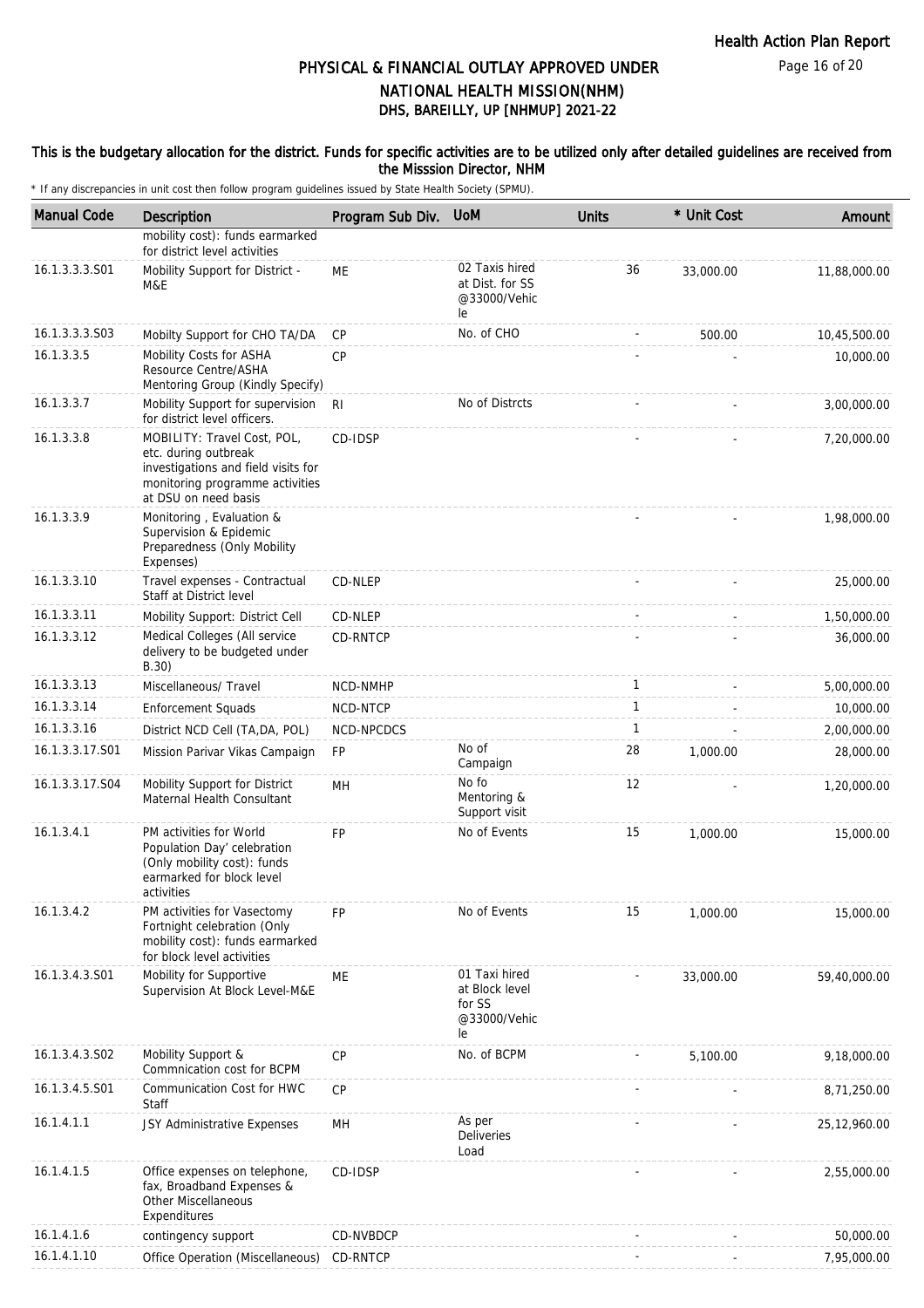# PHYSICAL & FINANCIAL OUTLAY APPROVED UNDER NATIONAL HEALTH MISSION(NHM)

## DHS, BAREILLY, UP [NHMUP] 2021-22

**This is the budgetary allocation for the district. Funds for specific activities are to be utilized only after detailed guidelines are received from the Misssion Director, NHM**

\* If any discrepancies in unit cost then follow program guidelines issued by State Health Society (SPMU).

| Manual Code | Description | Program Sub Div. | UoM | Units | * Unit Cost | Amount |
|---|---|---|---|---|---|---|
| | mobility cost): funds earmarked for district level activities | | | | | |
| 16.1.3.3.3.S01 | Mobility Support for District - M&E | ME | 02 Taxis hired at Dist. for SS @33000/Vehicle | 36 | 33,000.00 | 11,88,000.00 |
| 16.1.3.3.3.S03 | Mobilty Support for CHO TA/DA | CP | No. of CHO | - | 500.00 | 10,45,500.00 |
| 16.1.3.3.5 | Mobility Costs for ASHA Resource Centre/ASHA Mentoring Group (Kindly Specify) | CP | | - | - | 10,000.00 |
| 16.1.3.3.7 | Mobility Support for supervision for district level officers. | RI | No of Distrcts | - | - | 3,00,000.00 |
| 16.1.3.3.8 | MOBILITY: Travel Cost, POL, etc. during outbreak investigations and field visits for monitoring programme activities at DSU on need basis | CD-IDSP | | - | - | 7,20,000.00 |
| 16.1.3.3.9 | Monitoring , Evaluation & Supervision & Epidemic Preparedness (Only Mobility Expenses) | | | - | - | 1,98,000.00 |
| 16.1.3.3.10 | Travel expenses - Contractual Staff at District level | CD-NLEP | | - | - | 25,000.00 |
| 16.1.3.3.11 | Mobility Support: District Cell | CD-NLEP | | - | - | 1,50,000.00 |
| 16.1.3.3.12 | Medical Colleges (All service delivery to be budgeted under B.30) | CD-RNTCP | | - | - | 36,000.00 |
| 16.1.3.3.13 | Miscellaneous/ Travel | NCD-NMHP | | 1 | - | 5,00,000.00 |
| 16.1.3.3.14 | Enforcement Squads | NCD-NTCP | | 1 | - | 10,000.00 |
| 16.1.3.3.16 | District NCD Cell (TA,DA, POL) | NCD-NPCDCS | | 1 | - | 2,00,000.00 |
| 16.1.3.3.17.S01 | Mission Parivar Vikas Campaign | FP | No of Campaign | 28 | 1,000.00 | 28,000.00 |
| 16.1.3.3.17.S04 | Mobility Support for District Maternal Health Consultant | MH | No fo Mentoring & Support visit | 12 | - | 1,20,000.00 |
| 16.1.3.4.1 | PM activities for World Population Day' celebration (Only mobility cost): funds earmarked for block level activities | FP | No of Events | 15 | 1,000.00 | 15,000.00 |
| 16.1.3.4.2 | PM activities for Vasectomy Fortnight celebration (Only mobility cost): funds earmarked for block level activities | FP | No of Events | 15 | 1,000.00 | 15,000.00 |
| 16.1.3.4.3.S01 | Mobility for Supportive Supervision At Block Level-M&E | ME | 01 Taxi hired at Block level for SS @33000/Vehicle | - | 33,000.00 | 59,40,000.00 |
| 16.1.3.4.3.S02 | Mobility Support & Commnication cost for BCPM | CP | No. of BCPM | - | 5,100.00 | 9,18,000.00 |
| 16.1.3.4.5.S01 | Communication Cost for HWC Staff | CP | | - | - | 8,71,250.00 |
| 16.1.4.1.1 | JSY Administrative Expenses | MH | As per Deliveries Load | - | - | 25,12,960.00 |
| 16.1.4.1.5 | Office expenses on telephone, fax, Broadband Expenses & Other Miscellaneous Expenditures | CD-IDSP | | - | - | 2,55,000.00 |
| 16.1.4.1.6 | contingency support | CD-NVBDCP | | - | - | 50,000.00 |
| 16.1.4.1.10 | Office Operation (Miscellaneous) | CD-RNTCP | | - | - | 7,95,000.00 |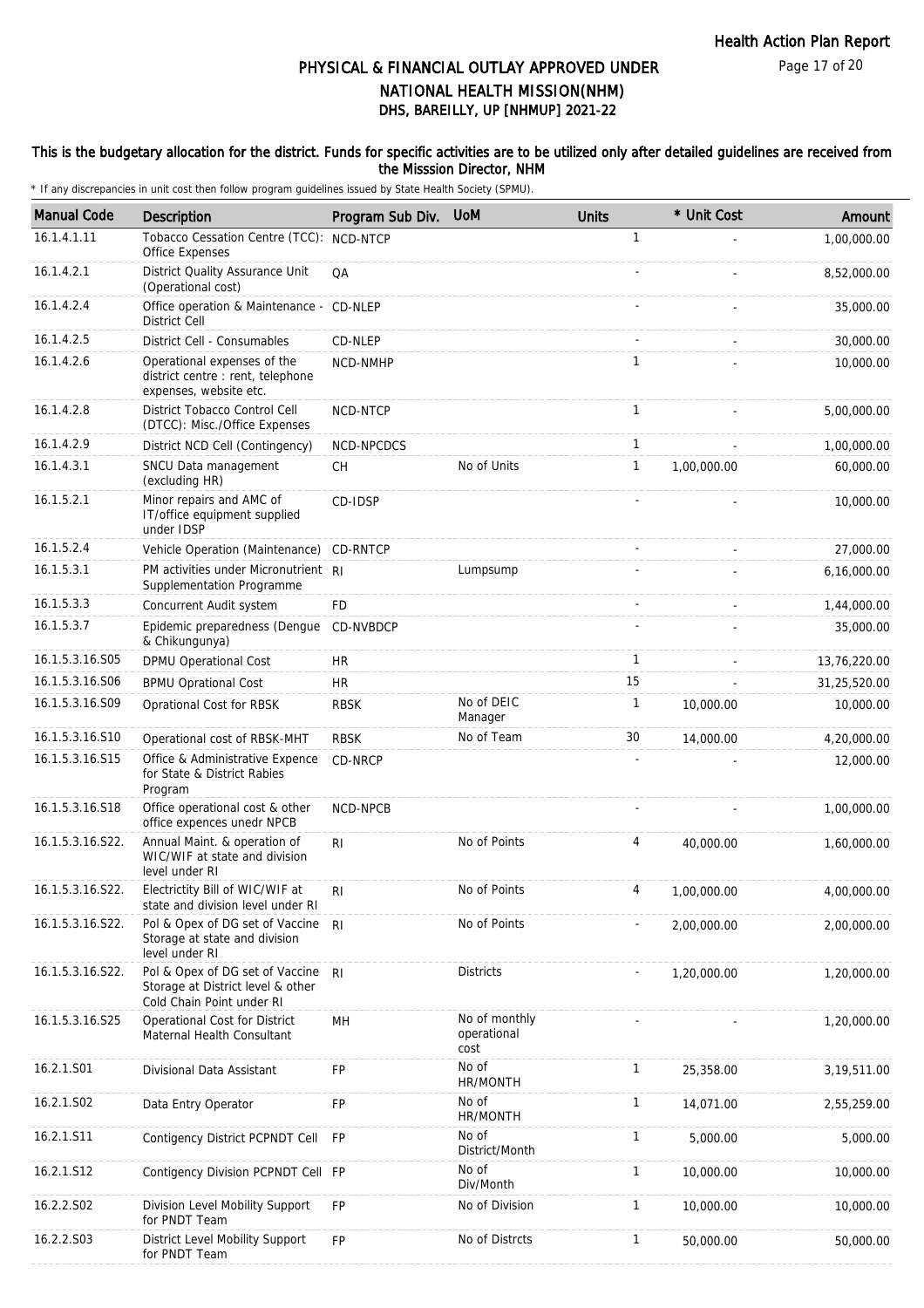# PHYSICAL & FINANCIAL OUTLAY APPROVED UNDER NATIONAL HEALTH MISSION(NHM)

## DHS, BAREILLY, UP [NHMUP] 2021-22

### This is the budgetary allocation for the district. Funds for specific activities are to be utilized only after detailed guidelines are received from the Misssion Director, NHM

\* If any discrepancies in unit cost then follow program guidelines issued by State Health Society (SPMU).

| Manual Code | Description | Program Sub Div. | UoM | Units | * Unit Cost | Amount |
|---|---|---|---|---|---|---|
| 16.1.4.1.11 | Tobacco Cessation Centre (TCC): Office Expenses | NCD-NTCP | | 1 | - | 1,00,000.00 |
| 16.1.4.2.1 | District Quality Assurance Unit (Operational cost) | QA | | - | - | 8,52,000.00 |
| 16.1.4.2.4 | Office operation & Maintenance - District Cell | CD-NLEP | | - | - | 35,000.00 |
| 16.1.4.2.5 | District Cell - Consumables | CD-NLEP | | - | - | 30,000.00 |
| 16.1.4.2.6 | Operational expenses of the district centre : rent, telephone expenses, website etc. | NCD-NMHP | | 1 | - | 10,000.00 |
| 16.1.4.2.8 | District Tobacco Control Cell (DTCC): Misc./Office Expenses | NCD-NTCP | | 1 | - | 5,00,000.00 |
| 16.1.4.2.9 | District NCD Cell (Contingency) | NCD-NPCDCS | | 1 | - | 1,00,000.00 |
| 16.1.4.3.1 | SNCU Data management (excluding HR) | CH | No of Units | 1 | 1,00,000.00 | 60,000.00 |
| 16.1.5.2.1 | Minor repairs and AMC of IT/office equipment supplied under IDSP | CD-IDSP | | - | - | 10,000.00 |
| 16.1.5.2.4 | Vehicle Operation (Maintenance) | CD-RNTCP | | - | - | 27,000.00 |
| 16.1.5.3.1 | PM activities under Micronutrient Supplementation Programme | RI | Lumpsump | - | - | 6,16,000.00 |
| 16.1.5.3.3 | Concurrent Audit system | FD | | - | - | 1,44,000.00 |
| 16.1.5.3.7 | Epidemic preparedness (Dengue & Chikungunya) | CD-NVBDCP | | - | - | 35,000.00 |
| 16.1.5.3.16.S05 | DPMU Operational Cost | HR | | 1 | - | 13,76,220.00 |
| 16.1.5.3.16.S06 | BPMU Oprational Cost | HR | | 15 | - | 31,25,520.00 |
| 16.1.5.3.16.S09 | Oprational Cost for RBSK | RBSK | No of DEIC Manager | 1 | 10,000.00 | 10,000.00 |
| 16.1.5.3.16.S10 | Operational cost of RBSK-MHT | RBSK | No of Team | 30 | 14,000.00 | 4,20,000.00 |
| 16.1.5.3.16.S15 | Office & Administrative Expence for State & District Rabies Program | CD-NRCP | | - | - | 12,000.00 |
| 16.1.5.3.16.S18 | Office operational cost & other office expences unedr NPCB | NCD-NPCB | | - | - | 1,00,000.00 |
| 16.1.5.3.16.S22. | Annual Maint. & operation of WIC/WIF at state and division level under RI | RI | No of Points | 4 | 40,000.00 | 1,60,000.00 |
| 16.1.5.3.16.S22. | Electrictity Bill of WIC/WIF at state and division level under RI | RI | No of Points | 4 | 1,00,000.00 | 4,00,000.00 |
| 16.1.5.3.16.S22. | Pol & Opex of DG set of Vaccine Storage at state and division level under RI | RI | No of Points | - | 2,00,000.00 | 2,00,000.00 |
| 16.1.5.3.16.S22. | Pol & Opex of DG set of Vaccine Storage at District level & other Cold Chain Point under RI | RI | Districts | - | 1,20,000.00 | 1,20,000.00 |
| 16.1.5.3.16.S25 | Operational Cost for District Maternal Health Consultant | MH | No of monthly operational cost | - | - | 1,20,000.00 |
| 16.2.1.S01 | Divisional Data Assistant | FP | No of HR/MONTH | 1 | 25,358.00 | 3,19,511.00 |
| 16.2.1.S02 | Data Entry Operator | FP | No of HR/MONTH | 1 | 14,071.00 | 2,55,259.00 |
| 16.2.1.S11 | Contigency District PCPNDT Cell | FP | No of District/Month | 1 | 5,000.00 | 5,000.00 |
| 16.2.1.S12 | Contigency Division PCPNDT Cell | FP | No of Div/Month | 1 | 10,000.00 | 10,000.00 |
| 16.2.2.S02 | Division Level Mobility Support for PNDT Team | FP | No of Division | 1 | 10,000.00 | 10,000.00 |
| 16.2.2.S03 | District Level Mobility Support for PNDT Team | FP | No of Distrcts | 1 | 50,000.00 | 50,000.00 |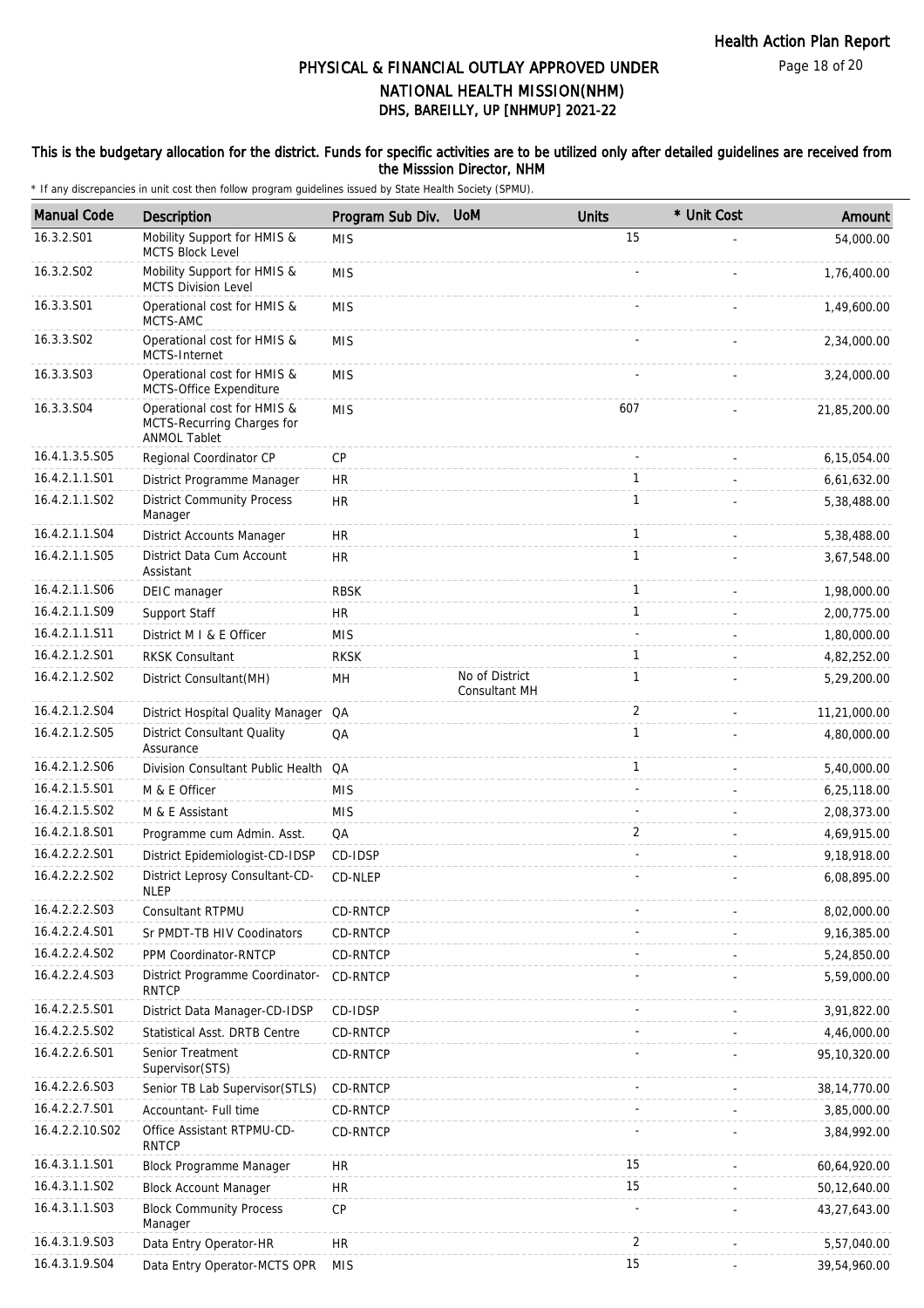# PHYSICAL & FINANCIAL OUTLAY APPROVED UNDER NATIONAL HEALTH MISSION(NHM)
## DHS, BAREILLY, UP [NHMUP] 2021-22

**This is the budgetary allocation for the district. Funds for specific activities are to be utilized only after detailed guidelines are received from the Misssion Director, NHM**

\* If any discrepancies in unit cost then follow program guidelines issued by State Health Society (SPMU).

| Manual Code | Description | Program Sub Div. | UoM | Units | * Unit Cost | Amount |
|---|---|---|---|---|---|---|
| 16.3.2.S01 | Mobility Support for HMIS & MCTS Block Level | MIS | | 15 | - | 54,000.00 |
| 16.3.2.S02 | Mobility Support for HMIS & MCTS Division Level | MIS | | - | - | 1,76,400.00 |
| 16.3.3.S01 | Operational cost for HMIS & MCTS-AMC | MIS | | - | - | 1,49,600.00 |
| 16.3.3.S02 | Operational cost for HMIS & MCTS-Internet | MIS | | - | - | 2,34,000.00 |
| 16.3.3.S03 | Operational cost for HMIS & MCTS-Office Expenditure | MIS | | - | - | 3,24,000.00 |
| 16.3.3.S04 | Operational cost for HMIS & MCTS-Recurring Charges for ANMOL Tablet | MIS | | 607 | - | 21,85,200.00 |
| 16.4.1.3.5.S05 | Regional Coordinator CP | CP | | - | - | 6,15,054.00 |
| 16.4.2.1.1.S01 | District Programme Manager | HR | | 1 | - | 6,61,632.00 |
| 16.4.2.1.1.S02 | District Community Process Manager | HR | | 1 | - | 5,38,488.00 |
| 16.4.2.1.1.S04 | District Accounts Manager | HR | | 1 | - | 5,38,488.00 |
| 16.4.2.1.1.S05 | District Data Cum Account Assistant | HR | | 1 | - | 3,67,548.00 |
| 16.4.2.1.1.S06 | DEIC manager | RBSK | | 1 | - | 1,98,000.00 |
| 16.4.2.1.1.S09 | Support Staff | HR | | 1 | - | 2,00,775.00 |
| 16.4.2.1.1.S11 | District M I & E Officer | MIS | | - | - | 1,80,000.00 |
| 16.4.2.1.2.S01 | RKSK Consultant | RKSK | | 1 | - | 4,82,252.00 |
| 16.4.2.1.2.S02 | District Consultant(MH) | MH | No of District Consultant MH | 1 | - | 5,29,200.00 |
| 16.4.2.1.2.S04 | District Hospital Quality Manager | QA | | 2 | - | 11,21,000.00 |
| 16.4.2.1.2.S05 | District Consultant Quality Assurance | QA | | 1 | - | 4,80,000.00 |
| 16.4.2.1.2.S06 | Division Consultant Public Health | QA | | 1 | - | 5,40,000.00 |
| 16.4.2.1.5.S01 | M & E Officer | MIS | | - | - | 6,25,118.00 |
| 16.4.2.1.5.S02 | M & E Assistant | MIS | | - | - | 2,08,373.00 |
| 16.4.2.1.8.S01 | Programme cum Admin. Asst. | QA | | 2 | - | 4,69,915.00 |
| 16.4.2.2.2.S01 | District Epidemiologist-CD-IDSP | CD-IDSP | | - | - | 9,18,918.00 |
| 16.4.2.2.2.S02 | District Leprosy Consultant-CD-NLEP | CD-NLEP | | - | - | 6,08,895.00 |
| 16.4.2.2.2.S03 | Consultant RTPMU | CD-RNTCP | | - | - | 8,02,000.00 |
| 16.4.2.2.4.S01 | Sr PMDT-TB HIV Coodinators | CD-RNTCP | | - | - | 9,16,385.00 |
| 16.4.2.2.4.S02 | PPM Coordinator-RNTCP | CD-RNTCP | | - | - | 5,24,850.00 |
| 16.4.2.2.4.S03 | District Programme Coordinator-RNTCP | CD-RNTCP | | - | - | 5,59,000.00 |
| 16.4.2.2.5.S01 | District Data Manager-CD-IDSP | CD-IDSP | | - | - | 3,91,822.00 |
| 16.4.2.2.5.S02 | Statistical Asst. DRTB Centre | CD-RNTCP | | - | - | 4,46,000.00 |
| 16.4.2.2.6.S01 | Senior Treatment Supervisor(STS) | CD-RNTCP | | - | - | 95,10,320.00 |
| 16.4.2.2.6.S03 | Senior TB Lab Supervisor(STLS) | CD-RNTCP | | - | - | 38,14,770.00 |
| 16.4.2.2.7.S01 | Accountant- Full time | CD-RNTCP | | - | - | 3,85,000.00 |
| 16.4.2.2.10.S02 | Office Assistant RTPMU-CD-RNTCP | CD-RNTCP | | - | - | 3,84,992.00 |
| 16.4.3.1.1.S01 | Block Programme Manager | HR | | 15 | - | 60,64,920.00 |
| 16.4.3.1.1.S02 | Block Account Manager | HR | | 15 | - | 50,12,640.00 |
| 16.4.3.1.1.S03 | Block Community Process Manager | CP | | - | - | 43,27,643.00 |
| 16.4.3.1.9.S03 | Data Entry Operator-HR | HR | | 2 | - | 5,57,040.00 |
| 16.4.3.1.9.S04 | Data Entry Operator-MCTS OPR | MIS | | 15 | - | 39,54,960.00 |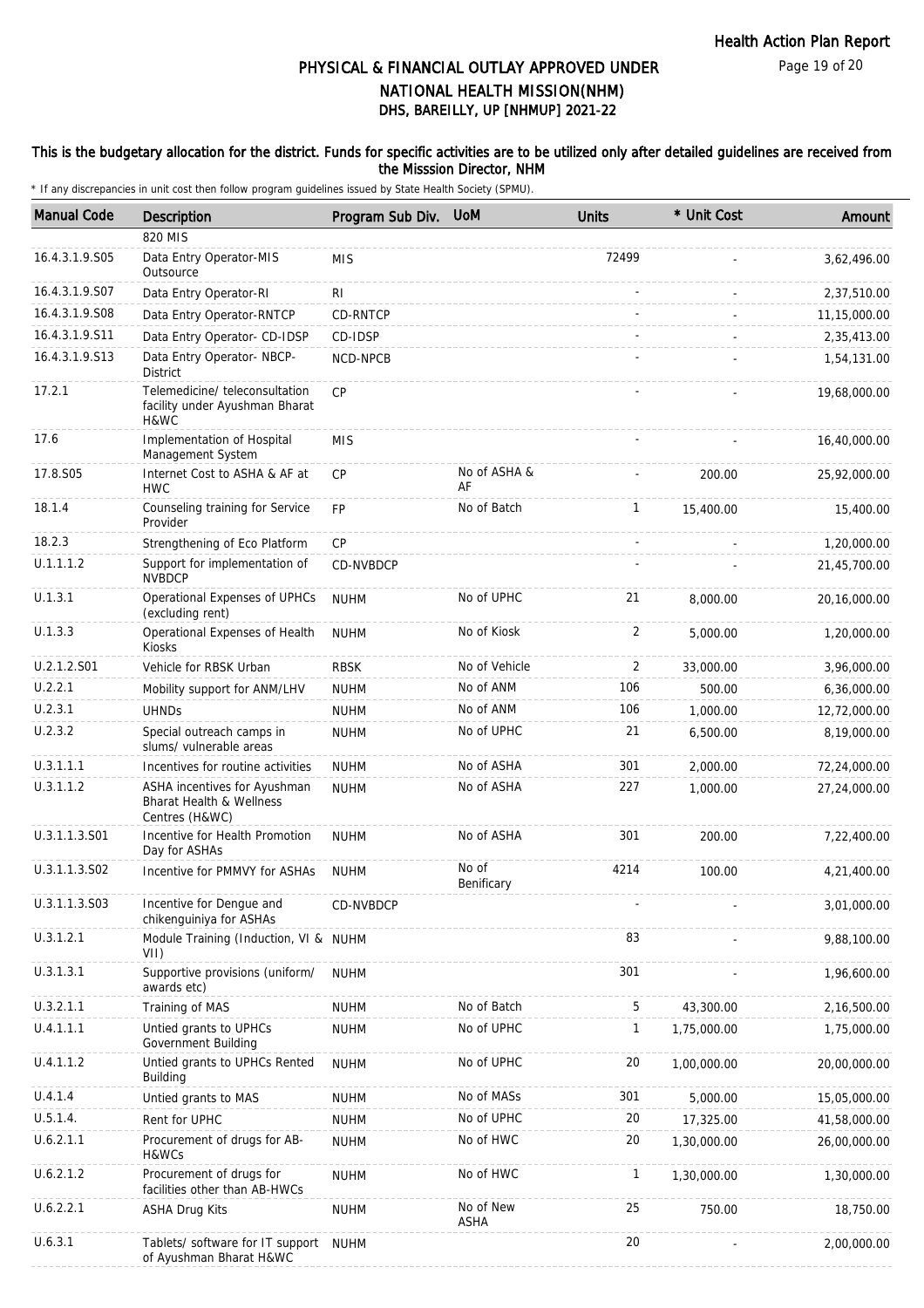# PHYSICAL & FINANCIAL OUTLAY APPROVED UNDER NATIONAL HEALTH MISSION(NHM)

## DHS, BAREILLY, UP [NHMUP] 2021-22

### This is the budgetary allocation for the district. Funds for specific activities are to be utilized only after detailed guidelines are received from the Misssion Director, NHM

\* If any discrepancies in unit cost then follow program guidelines issued by State Health Society (SPMU).

| Manual Code | Description | Program Sub Div. | UoM | Units | * Unit Cost | Amount |
|---|---|---|---|---|---|---|
| | 820 MIS | | | | | |
| 16.4.3.1.9.S05 | Data Entry Operator-MIS Outsource | MIS | | 72499 | - | 3,62,496.00 |
| 16.4.3.1.9.S07 | Data Entry Operator-RI | RI | | - | - | 2,37,510.00 |
| 16.4.3.1.9.S08 | Data Entry Operator-RNTCP | CD-RNTCP | | - | - | 11,15,000.00 |
| 16.4.3.1.9.S11 | Data Entry Operator- CD-IDSP | CD-IDSP | | - | - | 2,35,413.00 |
| 16.4.3.1.9.S13 | Data Entry Operator- NBCP-District | NCD-NPCB | | - | - | 1,54,131.00 |
| 17.2.1 | Telemedicine/ teleconsultation facility under Ayushman Bharat H&WC | CP | | - | - | 19,68,000.00 |
| 17.6 | Implementation of Hospital Management System | MIS | | - | - | 16,40,000.00 |
| 17.8.S05 | Internet Cost to ASHA & AF at HWC | CP | No of ASHA & AF | - | 200.00 | 25,92,000.00 |
| 18.1.4 | Counseling training for Service Provider | FP | No of Batch | 1 | 15,400.00 | 15,400.00 |
| 18.2.3 | Strengthening of Eco Platform | CP | | - | - | 1,20,000.00 |
| U.1.1.1.2 | Support for implementation of NVBDCP | CD-NVBDCP | | - | - | 21,45,700.00 |
| U.1.3.1 | Operational Expenses of UPHCs (excluding rent) | NUHM | No of UPHC | 21 | 8,000.00 | 20,16,000.00 |
| U.1.3.3 | Operational Expenses of Health Kiosks | NUHM | No of Kiosk | 2 | 5,000.00 | 1,20,000.00 |
| U.2.1.2.S01 | Vehicle for RBSK Urban | RBSK | No of Vehicle | 2 | 33,000.00 | 3,96,000.00 |
| U.2.2.1 | Mobility support for ANM/LHV | NUHM | No of ANM | 106 | 500.00 | 6,36,000.00 |
| U.2.3.1 | UHNDs | NUHM | No of ANM | 106 | 1,000.00 | 12,72,000.00 |
| U.2.3.2 | Special outreach camps in slums/ vulnerable areas | NUHM | No of UPHC | 21 | 6,500.00 | 8,19,000.00 |
| U.3.1.1.1 | Incentives for routine activities | NUHM | No of ASHA | 301 | 2,000.00 | 72,24,000.00 |
| U.3.1.1.2 | ASHA incentives for Ayushman Bharat Health & Wellness Centres (H&WC) | NUHM | No of ASHA | 227 | 1,000.00 | 27,24,000.00 |
| U.3.1.1.3.S01 | Incentive for Health Promotion Day for ASHAs | NUHM | No of ASHA | 301 | 200.00 | 7,22,400.00 |
| U.3.1.1.3.S02 | Incentive for PMMVY for ASHAs | NUHM | No of Benificary | 4214 | 100.00 | 4,21,400.00 |
| U.3.1.1.3.S03 | Incentive for Dengue and chikenguiniya for ASHAs | CD-NVBDCP | | - | - | 3,01,000.00 |
| U.3.1.2.1 | Module Training (Induction, VI & VII) | NUHM | | 83 | - | 9,88,100.00 |
| U.3.1.3.1 | Supportive provisions (uniform/ awards etc) | NUHM | | 301 | - | 1,96,600.00 |
| U.3.2.1.1 | Training of MAS | NUHM | No of Batch | 5 | 43,300.00 | 2,16,500.00 |
| U.4.1.1.1 | Untied grants to UPHCs Government Building | NUHM | No of UPHC | 1 | 1,75,000.00 | 1,75,000.00 |
| U.4.1.1.2 | Untied grants to UPHCs Rented Building | NUHM | No of UPHC | 20 | 1,00,000.00 | 20,00,000.00 |
| U.4.1.4 | Untied grants to MAS | NUHM | No of MASs | 301 | 5,000.00 | 15,05,000.00 |
| U.5.1.4. | Rent for UPHC | NUHM | No of UPHC | 20 | 17,325.00 | 41,58,000.00 |
| U.6.2.1.1 | Procurement of drugs for AB-H&WCs | NUHM | No of HWC | 20 | 1,30,000.00 | 26,00,000.00 |
| U.6.2.1.2 | Procurement of drugs for facilities other than AB-HWCs | NUHM | No of HWC | 1 | 1,30,000.00 | 1,30,000.00 |
| U.6.2.2.1 | ASHA Drug Kits | NUHM | No of New ASHA | 25 | 750.00 | 18,750.00 |
| U.6.3.1 | Tablets/ software for IT support of Ayushman Bharat H&WC | NUHM | | 20 | - | 2,00,000.00 |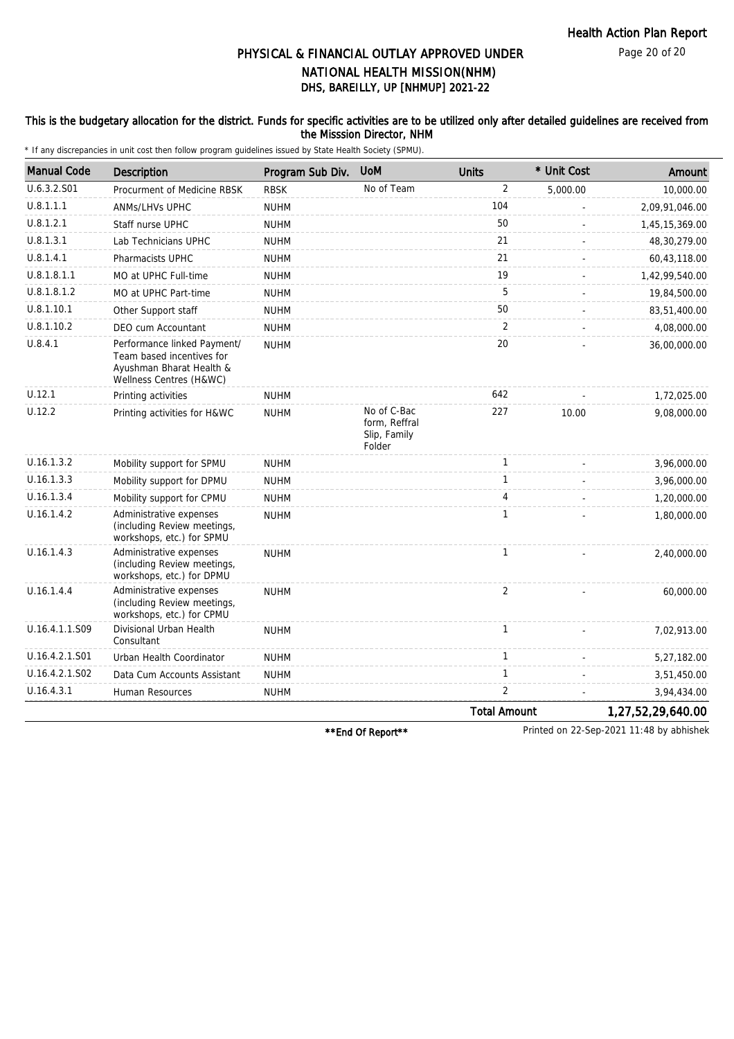# PHYSICAL & FINANCIAL OUTLAY APPROVED UNDER NATIONAL HEALTH MISSION(NHM)

## DHS, BAREILLY, UP [NHMUP] 2021-22

**This is the budgetary allocation for the district. Funds for specific activities are to be utilized only after detailed guidelines are received from the Misssion Director, NHM**

\* If any discrepancies in unit cost then follow program guidelines issued by State Health Society (SPMU).

| Manual Code | Description | Program Sub Div. | UoM | Units | * Unit Cost | Amount |
|---|---|---|---|---|---|---|
| U.6.3.2.S01 | Procurment of Medicine RBSK | RBSK | No of Team | 2 | 5,000.00 | 10,000.00 |
| U.8.1.1.1 | ANMs/LHVs UPHC | NUHM | | 104 | - | 2,09,91,046.00 |
| U.8.1.2.1 | Staff nurse UPHC | NUHM | | 50 | - | 1,45,15,369.00 |
| U.8.1.3.1 | Lab Technicians UPHC | NUHM | | 21 | - | 48,30,279.00 |
| U.8.1.4.1 | Pharmacists UPHC | NUHM | | 21 | - | 60,43,118.00 |
| U.8.1.8.1.1 | MO at UPHC Full-time | NUHM | | 19 | - | 1,42,99,540.00 |
| U.8.1.8.1.2 | MO at UPHC Part-time | NUHM | | 5 | - | 19,84,500.00 |
| U.8.1.10.1 | Other Support staff | NUHM | | 50 | - | 83,51,400.00 |
| U.8.1.10.2 | DEO cum Accountant | NUHM | | 2 | - | 4,08,000.00 |
| U.8.4.1 | Performance linked Payment/ Team based incentives for Ayushman Bharat Health & Wellness Centres (H&WC) | NUHM | | 20 | - | 36,00,000.00 |
| U.12.1 | Printing activities | NUHM | | 642 | - | 1,72,025.00 |
| U.12.2 | Printing activities for H&WC | NUHM | No of C-Bac form, Reffral Slip, Family Folder | 227 | 10.00 | 9,08,000.00 |
| U.16.1.3.2 | Mobility support for SPMU | NUHM | | 1 | - | 3,96,000.00 |
| U.16.1.3.3 | Mobility support for DPMU | NUHM | | 1 | - | 3,96,000.00 |
| U.16.1.3.4 | Mobility support for CPMU | NUHM | | 4 | - | 1,20,000.00 |
| U.16.1.4.2 | Administrative expenses (including Review meetings, workshops, etc.) for SPMU | NUHM | | 1 | - | 1,80,000.00 |
| U.16.1.4.3 | Administrative expenses (including Review meetings, workshops, etc.) for DPMU | NUHM | | 1 | - | 2,40,000.00 |
| U.16.1.4.4 | Administrative expenses (including Review meetings, workshops, etc.) for CPMU | NUHM | | 2 | - | 60,000.00 |
| U.16.4.1.1.S09 | Divisional Urban Health Consultant | NUHM | | 1 | - | 7,02,913.00 |
| U.16.4.2.1.S01 | Urban Health Coordinator | NUHM | | 1 | - | 5,27,182.00 |
| U.16.4.2.1.S02 | Data Cum Accounts Assistant | NUHM | | 1 | - | 3,51,450.00 |
| U.16.4.3.1 | Human Resources | NUHM | | 2 | - | 3,94,434.00 |
| | | | | **Total Amount** | | **1,27,52,29,640.00** |

\*\*End Of Report\*\*

Printed on 22-Sep-2021 11:48 by abhishek